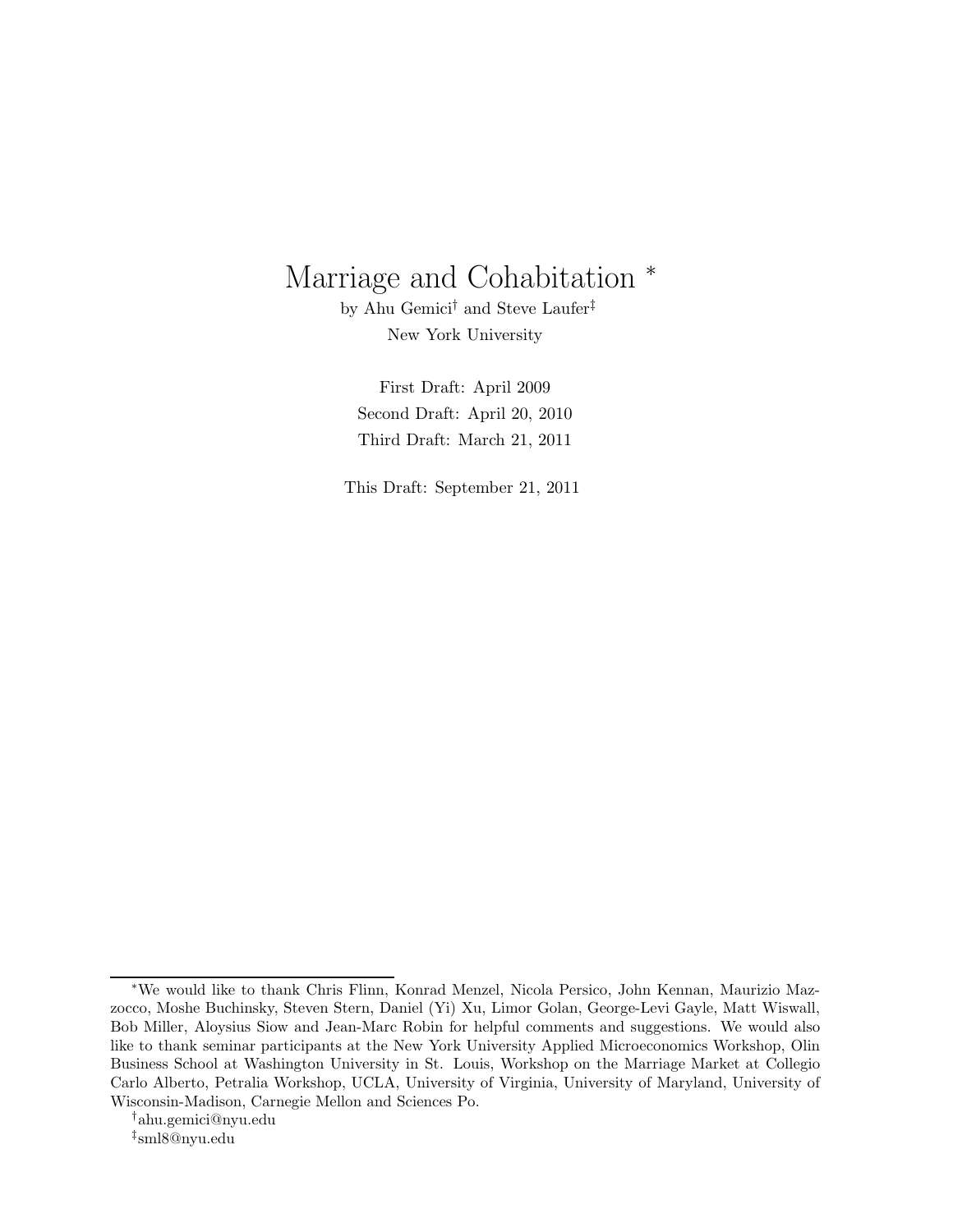# Marriage and Cohabitation [*]

by Ahu Gemici[†] and Steve Laufer[‡]

New York University

First Draft: April 2009

Second Draft: April 20, 2010

Third Draft: March 21, 2011

This Draft: September 21, 2011

---

[*] We would like to thank Chris Flinn, Konrad Menzel, Nicola Persico, John Kennan, Maurizio Mazzocco, Moshe Buchinsky, Steven Stern, Daniel (Yi) Xu, Limor Golan, George-Levi Gayle, Matt Wiswall, Bob Miller, Aloysius Siow and Jean-Marc Robin for helpful comments and suggestions. We would also like to thank seminar participants at the New York University Applied Microeconomics Workshop, Olin Business School at Washington University in St. Louis, Workshop on the Marriage Market at Collegio Carlo Alberto, Petralia Workshop, UCLA, University of Virginia, University of Maryland, University of Wisconsin-Madison, Carnegie Mellon and Sciences Po.

[†] ahu.gemici@nyu.edu

[‡] sml8@nyu.edu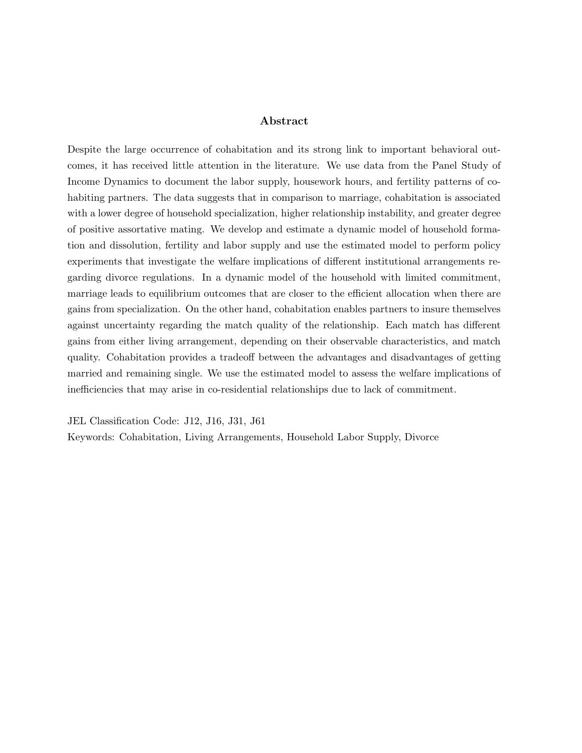## Abstract

Despite the large occurrence of cohabitation and its strong link to important behavioral outcomes, it has received little attention in the literature. We use data from the Panel Study of Income Dynamics to document the labor supply, housework hours, and fertility patterns of cohabiting partners. The data suggests that in comparison to marriage, cohabitation is associated with a lower degree of household specialization, higher relationship instability, and greater degree of positive assortative mating. We develop and estimate a dynamic model of household formation and dissolution, fertility and labor supply and use the estimated model to perform policy experiments that investigate the welfare implications of different institutional arrangements regarding divorce regulations. In a dynamic model of the household with limited commitment, marriage leads to equilibrium outcomes that are closer to the efficient allocation when there are gains from specialization. On the other hand, cohabitation enables partners to insure themselves against uncertainty regarding the match quality of the relationship. Each match has different gains from either living arrangement, depending on their observable characteristics, and match quality. Cohabitation provides a tradeoff between the advantages and disadvantages of getting married and remaining single. We use the estimated model to assess the welfare implications of inefficiencies that may arise in co-residential relationships due to lack of commitment.

JEL Classification Code: J12, J16, J31, J61

Keywords: Cohabitation, Living Arrangements, Household Labor Supply, Divorce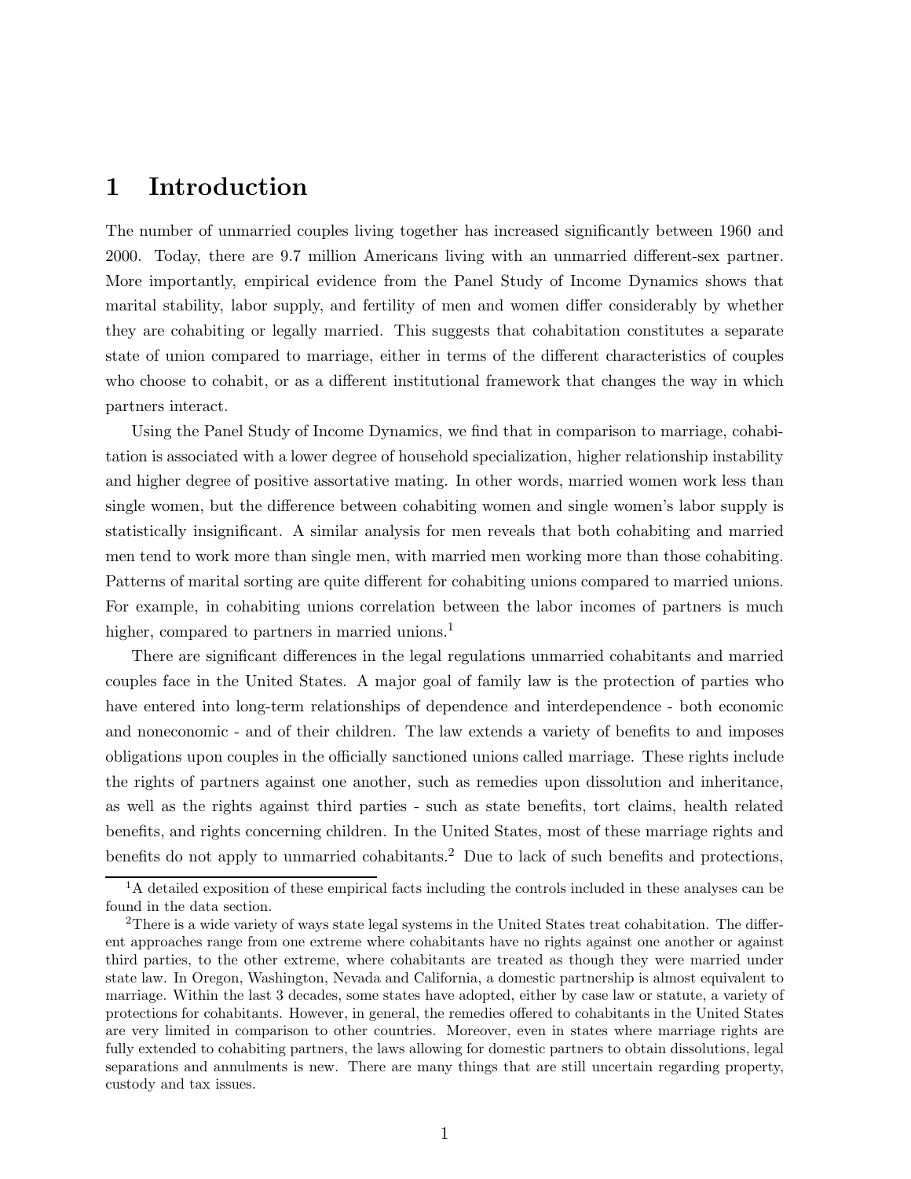# 1 Introduction

The number of unmarried couples living together has increased significantly between 1960 and 2000. Today, there are 9.7 million Americans living with an unmarried different-sex partner. More importantly, empirical evidence from the Panel Study of Income Dynamics shows that marital stability, labor supply, and fertility of men and women differ considerably by whether they are cohabiting or legally married. This suggests that cohabitation constitutes a separate state of union compared to marriage, either in terms of the different characteristics of couples who choose to cohabit, or as a different institutional framework that changes the way in which partners interact.

Using the Panel Study of Income Dynamics, we find that in comparison to marriage, cohabitation is associated with a lower degree of household specialization, higher relationship instability and higher degree of positive assortative mating. In other words, married women work less than single women, but the difference between cohabiting women and single women's labor supply is statistically insignificant. A similar analysis for men reveals that both cohabiting and married men tend to work more than single men, with married men working more than those cohabiting. Patterns of marital sorting are quite different for cohabiting unions compared to married unions. For example, in cohabiting unions correlation between the labor incomes of partners is much higher, compared to partners in married unions.[1]

There are significant differences in the legal regulations unmarried cohabitants and married couples face in the United States. A major goal of family law is the protection of parties who have entered into long-term relationships of dependence and interdependence - both economic and noneconomic - and of their children. The law extends a variety of benefits to and imposes obligations upon couples in the officially sanctioned unions called marriage. These rights include the rights of partners against one another, such as remedies upon dissolution and inheritance, as well as the rights against third parties - such as state benefits, tort claims, health related benefits, and rights concerning children. In the United States, most of these marriage rights and benefits do not apply to unmarried cohabitants.[2] Due to lack of such benefits and protections,

[1] A detailed exposition of these empirical facts including the controls included in these analyses can be found in the data section.

[2] There is a wide variety of ways state legal systems in the United States treat cohabitation. The different approaches range from one extreme where cohabitants have no rights against one another or against third parties, to the other extreme, where cohabitants are treated as though they were married under state law. In Oregon, Washington, Nevada and California, a domestic partnership is almost equivalent to marriage. Within the last 3 decades, some states have adopted, either by case law or statute, a variety of protections for cohabitants. However, in general, the remedies offered to cohabitants in the United States are very limited in comparison to other countries. Moreover, even in states where marriage rights are fully extended to cohabiting partners, the laws allowing for domestic partners to obtain dissolutions, legal separations and annulments is new. There are many things that are still uncertain regarding property, custody and tax issues.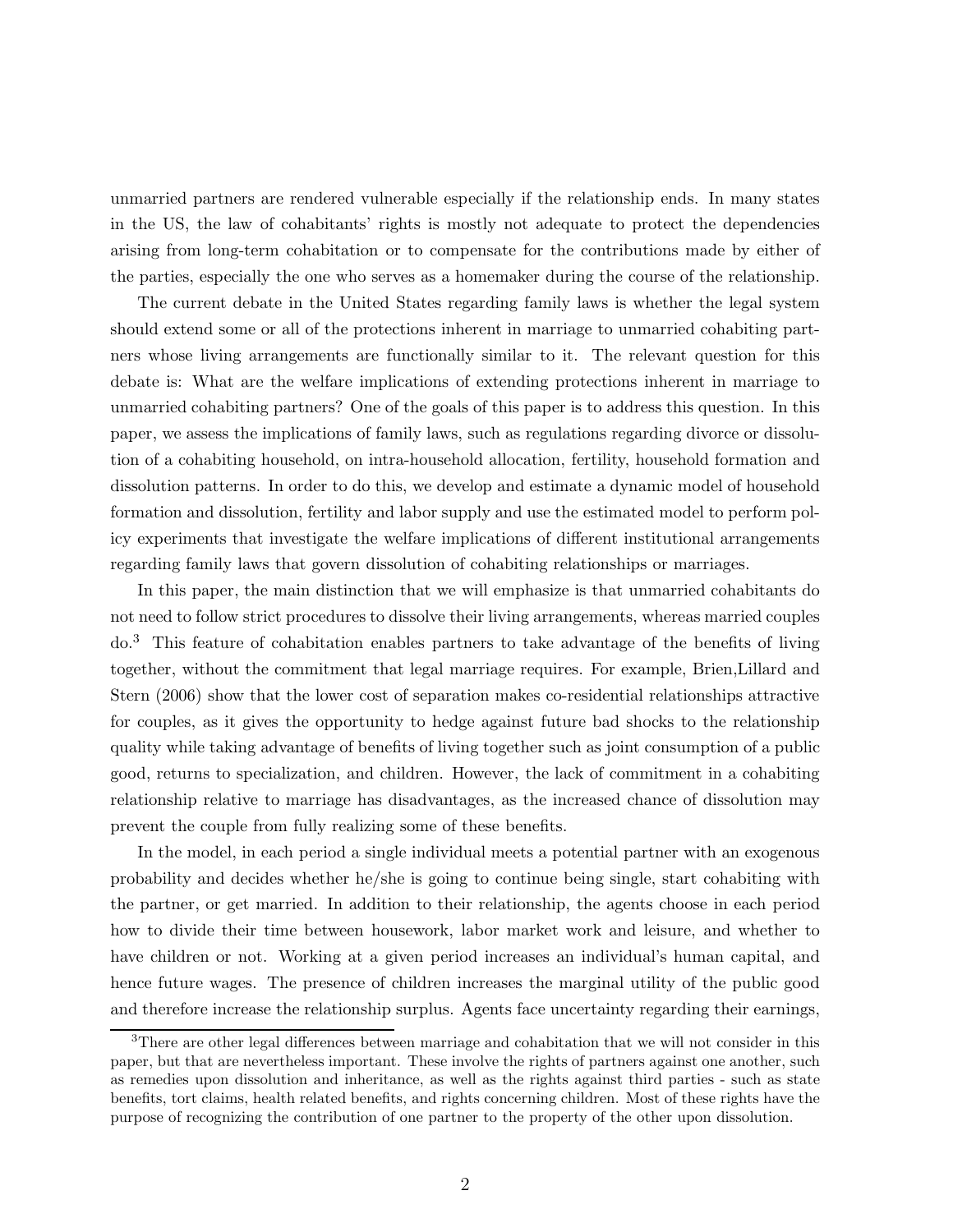unmarried partners are rendered vulnerable especially if the relationship ends. In many states in the US, the law of cohabitants' rights is mostly not adequate to protect the dependencies arising from long-term cohabitation or to compensate for the contributions made by either of the parties, especially the one who serves as a homemaker during the course of the relationship.

The current debate in the United States regarding family laws is whether the legal system should extend some or all of the protections inherent in marriage to unmarried cohabiting partners whose living arrangements are functionally similar to it. The relevant question for this debate is: What are the welfare implications of extending protections inherent in marriage to unmarried cohabiting partners? One of the goals of this paper is to address this question. In this paper, we assess the implications of family laws, such as regulations regarding divorce or dissolution of a cohabiting household, on intra-household allocation, fertility, household formation and dissolution patterns. In order to do this, we develop and estimate a dynamic model of household formation and dissolution, fertility and labor supply and use the estimated model to perform policy experiments that investigate the welfare implications of different institutional arrangements regarding family laws that govern dissolution of cohabiting relationships or marriages.

In this paper, the main distinction that we will emphasize is that unmarried cohabitants do not need to follow strict procedures to dissolve their living arrangements, whereas married couples do.[3] This feature of cohabitation enables partners to take advantage of the benefits of living together, without the commitment that legal marriage requires. For example, Brien,Lillard and Stern (2006) show that the lower cost of separation makes co-residential relationships attractive for couples, as it gives the opportunity to hedge against future bad shocks to the relationship quality while taking advantage of benefits of living together such as joint consumption of a public good, returns to specialization, and children. However, the lack of commitment in a cohabiting relationship relative to marriage has disadvantages, as the increased chance of dissolution may prevent the couple from fully realizing some of these benefits.

In the model, in each period a single individual meets a potential partner with an exogenous probability and decides whether he/she is going to continue being single, start cohabiting with the partner, or get married. In addition to their relationship, the agents choose in each period how to divide their time between housework, labor market work and leisure, and whether to have children or not. Working at a given period increases an individual's human capital, and hence future wages. The presence of children increases the marginal utility of the public good and therefore increase the relationship surplus. Agents face uncertainty regarding their earnings,

[3] There are other legal differences between marriage and cohabitation that we will not consider in this paper, but that are nevertheless important. These involve the rights of partners against one another, such as remedies upon dissolution and inheritance, as well as the rights against third parties - such as state benefits, tort claims, health related benefits, and rights concerning children. Most of these rights have the purpose of recognizing the contribution of one partner to the property of the other upon dissolution.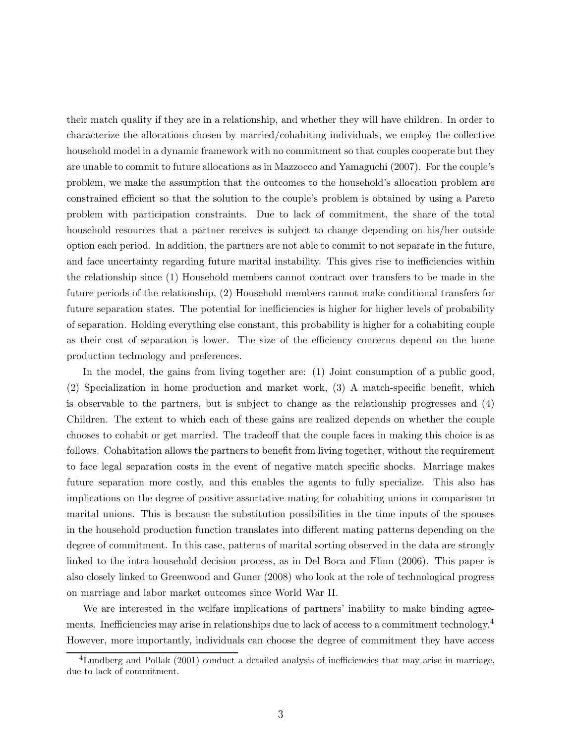their match quality if they are in a relationship, and whether they will have children. In order to characterize the allocations chosen by married/cohabiting individuals, we employ the collective household model in a dynamic framework with no commitment so that couples cooperate but they are unable to commit to future allocations as in Mazzocco and Yamaguchi (2007). For the couple's problem, we make the assumption that the outcomes to the household's allocation problem are constrained efficient so that the solution to the couple's problem is obtained by using a Pareto problem with participation constraints. Due to lack of commitment, the share of the total household resources that a partner receives is subject to change depending on his/her outside option each period. In addition, the partners are not able to commit to not separate in the future, and face uncertainty regarding future marital instability. This gives rise to inefficiencies within the relationship since (1) Household members cannot contract over transfers to be made in the future periods of the relationship, (2) Household members cannot make conditional transfers for future separation states. The potential for inefficiencies is higher for higher levels of probability of separation. Holding everything else constant, this probability is higher for a cohabiting couple as their cost of separation is lower. The size of the efficiency concerns depend on the home production technology and preferences.

In the model, the gains from living together are: (1) Joint consumption of a public good, (2) Specialization in home production and market work, (3) A match-specific benefit, which is observable to the partners, but is subject to change as the relationship progresses and (4) Children. The extent to which each of these gains are realized depends on whether the couple chooses to cohabit or get married. The tradeoff that the couple faces in making this choice is as follows. Cohabitation allows the partners to benefit from living together, without the requirement to face legal separation costs in the event of negative match specific shocks. Marriage makes future separation more costly, and this enables the agents to fully specialize. This also has implications on the degree of positive assortative mating for cohabiting unions in comparison to marital unions. This is because the substitution possibilities in the time inputs of the spouses in the household production function translates into different mating patterns depending on the degree of commitment. In this case, patterns of marital sorting observed in the data are strongly linked to the intra-household decision process, as in Del Boca and Flinn (2006). This paper is also closely linked to Greenwood and Guner (2008) who look at the role of technological progress on marriage and labor market outcomes since World War II.

We are interested in the welfare implications of partners' inability to make binding agreements. Inefficiencies may arise in relationships due to lack of access to a commitment technology.[4] However, more importantly, individuals can choose the degree of commitment they have access

[4] Lundberg and Pollak (2001) conduct a detailed analysis of inefficiencies that may arise in marriage, due to lack of commitment.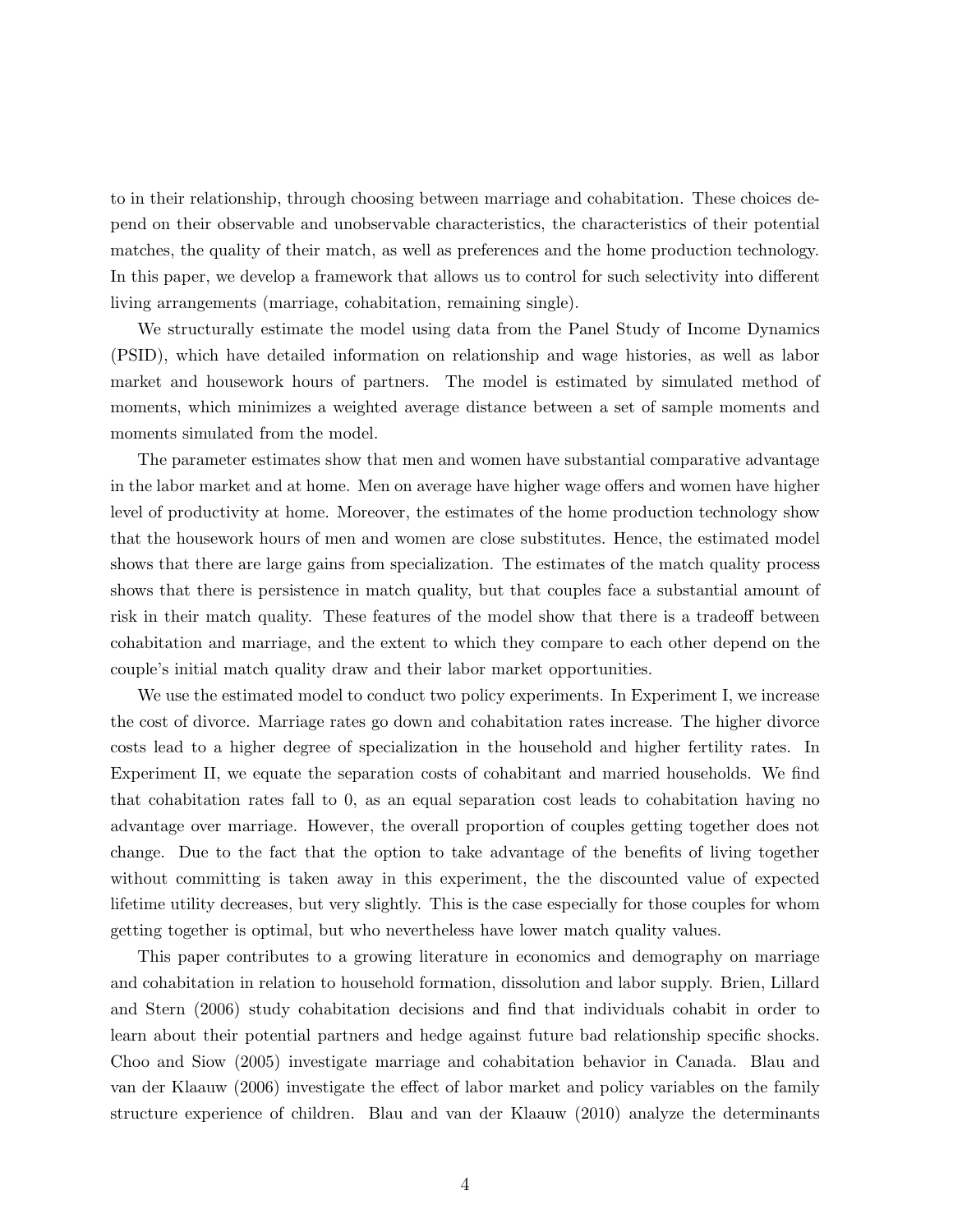to in their relationship, through choosing between marriage and cohabitation. These choices depend on their observable and unobservable characteristics, the characteristics of their potential matches, the quality of their match, as well as preferences and the home production technology. In this paper, we develop a framework that allows us to control for such selectivity into different living arrangements (marriage, cohabitation, remaining single).

We structurally estimate the model using data from the Panel Study of Income Dynamics (PSID), which have detailed information on relationship and wage histories, as well as labor market and housework hours of partners. The model is estimated by simulated method of moments, which minimizes a weighted average distance between a set of sample moments and moments simulated from the model.

The parameter estimates show that men and women have substantial comparative advantage in the labor market and at home. Men on average have higher wage offers and women have higher level of productivity at home. Moreover, the estimates of the home production technology show that the housework hours of men and women are close substitutes. Hence, the estimated model shows that there are large gains from specialization. The estimates of the match quality process shows that there is persistence in match quality, but that couples face a substantial amount of risk in their match quality. These features of the model show that there is a tradeoff between cohabitation and marriage, and the extent to which they compare to each other depend on the couple's initial match quality draw and their labor market opportunities.

We use the estimated model to conduct two policy experiments. In Experiment I, we increase the cost of divorce. Marriage rates go down and cohabitation rates increase. The higher divorce costs lead to a higher degree of specialization in the household and higher fertility rates. In Experiment II, we equate the separation costs of cohabitant and married households. We find that cohabitation rates fall to 0, as an equal separation cost leads to cohabitation having no advantage over marriage. However, the overall proportion of couples getting together does not change. Due to the fact that the option to take advantage of the benefits of living together without committing is taken away in this experiment, the the discounted value of expected lifetime utility decreases, but very slightly. This is the case especially for those couples for whom getting together is optimal, but who nevertheless have lower match quality values.

This paper contributes to a growing literature in economics and demography on marriage and cohabitation in relation to household formation, dissolution and labor supply. Brien, Lillard and Stern (2006) study cohabitation decisions and find that individuals cohabit in order to learn about their potential partners and hedge against future bad relationship specific shocks. Choo and Siow (2005) investigate marriage and cohabitation behavior in Canada. Blau and van der Klaauw (2006) investigate the effect of labor market and policy variables on the family structure experience of children. Blau and van der Klaauw (2010) analyze the determinants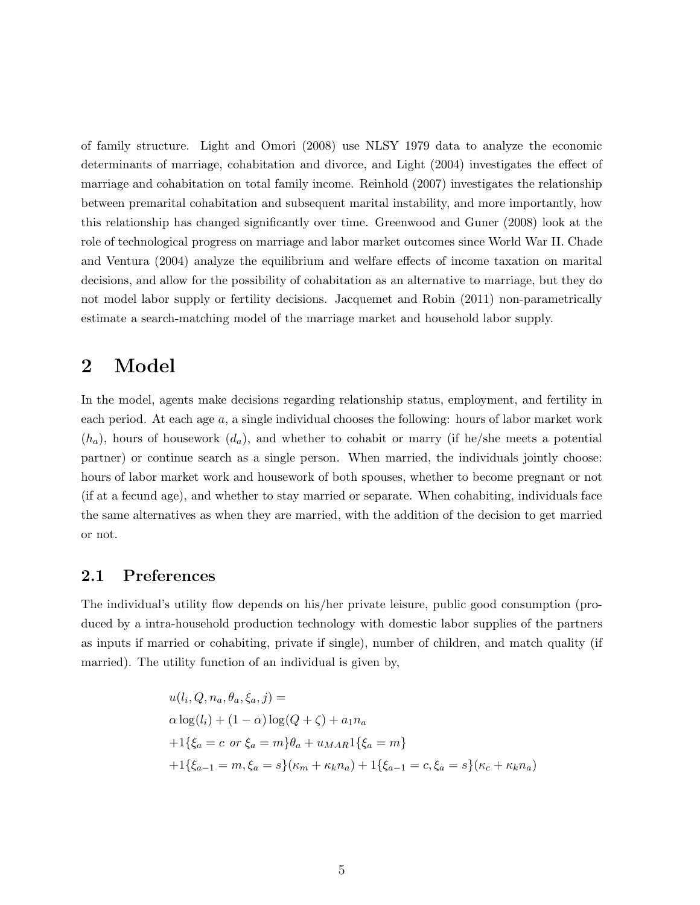of family structure. Light and Omori (2008) use NLSY 1979 data to analyze the economic determinants of marriage, cohabitation and divorce, and Light (2004) investigates the effect of marriage and cohabitation on total family income. Reinhold (2007) investigates the relationship between premarital cohabitation and subsequent marital instability, and more importantly, how this relationship has changed significantly over time. Greenwood and Guner (2008) look at the role of technological progress on marriage and labor market outcomes since World War II. Chade and Ventura (2004) analyze the equilibrium and welfare effects of income taxation on marital decisions, and allow for the possibility of cohabitation as an alternative to marriage, but they do not model labor supply or fertility decisions. Jacquemet and Robin (2011) non-parametrically estimate a search-matching model of the marriage market and household labor supply.

# 2 Model

In the model, agents make decisions regarding relationship status, employment, and fertility in each period. At each age $a$, a single individual chooses the following: hours of labor market work ($h_a$), hours of housework ($d_a$), and whether to cohabit or marry (if he/she meets a potential partner) or continue search as a single person. When married, the individuals jointly choose: hours of labor market work and housework of both spouses, whether to become pregnant or not (if at a fecund age), and whether to stay married or separate. When cohabiting, individuals face the same alternatives as when they are married, with the addition of the decision to get married or not.

## 2.1 Preferences

The individual's utility flow depends on his/her private leisure, public good consumption (produced by a intra-household production technology with domestic labor supplies of the partners as inputs if married or cohabiting, private if single), number of children, and match quality (if married). The utility function of an individual is given by,

$$
\begin{aligned}
&u(l_i, Q, n_a, \theta_a, \xi_a, j) = \\
&\alpha \log(l_i) + (1-\alpha)\log(Q+\zeta) + a_1 n_a \\
&+1\{\xi_a = c \text{ } or \text{ } \xi_a = m\}\theta_a + u_{MAR} 1\{\xi_a = m\} \\
&+1\{\xi_{a-1} = m, \xi_a = s\}(\kappa_m + \kappa_k n_a) + 1\{\xi_{a-1} = c, \xi_a = s\}(\kappa_c + \kappa_k n_a)
\end{aligned}
$$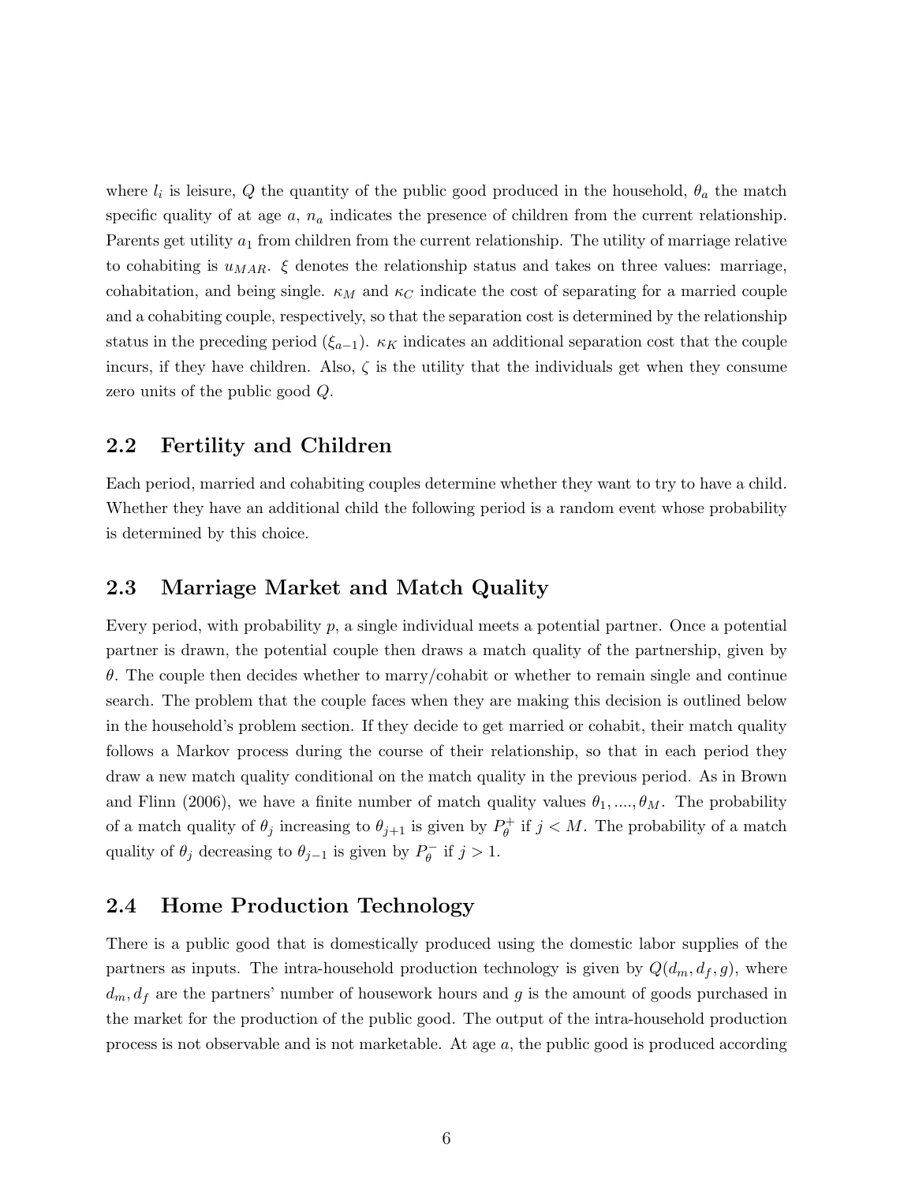where $l_i$ is leisure, $Q$ the quantity of the public good produced in the household, $\theta_a$ the match specific quality of at age $a$, $n_a$ indicates the presence of children from the current relationship. Parents get utility $a_1$ from children from the current relationship. The utility of marriage relative to cohabiting is $u_{MAR}$. $\xi$ denotes the relationship status and takes on three values: marriage, cohabitation, and being single. $\kappa_M$ and $\kappa_C$ indicate the cost of separating for a married couple and a cohabiting couple, respectively, so that the separation cost is determined by the relationship status in the preceding period ($\xi_{a-1}$). $\kappa_K$ indicates an additional separation cost that the couple incurs, if they have children. Also, $\zeta$ is the utility that the individuals get when they consume zero units of the public good $Q$.

## 2.2 Fertility and Children

Each period, married and cohabiting couples determine whether they want to try to have a child. Whether they have an additional child the following period is a random event whose probability is determined by this choice.

## 2.3 Marriage Market and Match Quality

Every period, with probability $p$, a single individual meets a potential partner. Once a potential partner is drawn, the potential couple then draws a match quality of the partnership, given by $\theta$. The couple then decides whether to marry/cohabit or whether to remain single and continue search. The problem that the couple faces when they are making this decision is outlined below in the household's problem section. If they decide to get married or cohabit, their match quality follows a Markov process during the course of their relationship, so that in each period they draw a new match quality conditional on the match quality in the previous period. As in Brown and Flinn (2006), we have a finite number of match quality values $\theta_1, ...., \theta_M$. The probability of a match quality of $\theta_j$ increasing to $\theta_{j+1}$ is given by $P_\theta^+$ if $j < M$. The probability of a match quality of $\theta_j$ decreasing to $\theta_{j-1}$ is given by $P_\theta^-$ if $j > 1$.

## 2.4 Home Production Technology

There is a public good that is domestically produced using the domestic labor supplies of the partners as inputs. The intra-household production technology is given by $Q(d_m, d_f, g)$, where $d_m, d_f$ are the partners' number of housework hours and $g$ is the amount of goods purchased in the market for the production of the public good. The output of the intra-household production process is not observable and is not marketable. At age $a$, the public good is produced according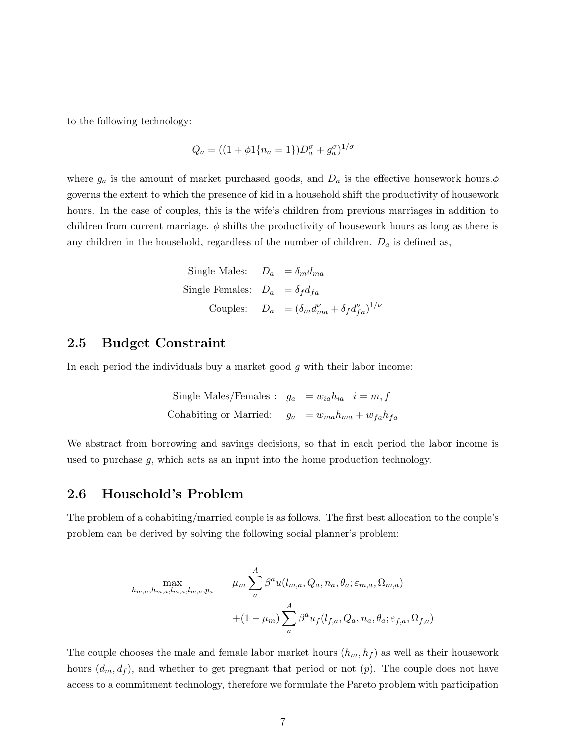to the following technology:

$$Q_a = ((1 + \phi 1\{n_a = 1\}) D_a^\sigma + g_a^\sigma)^{1/\sigma}$$

where $g_a$ is the amount of market purchased goods, and $D_a$ is the effective housework hours.$\phi$ governs the extent to which the presence of kid in a household shift the productivity of housework hours. In the case of couples, this is the wife's children from previous marriages in addition to children from current marriage. $\phi$ shifts the productivity of housework hours as long as there is any children in the household, regardless of the number of children. $D_a$ is defined as,

$$\begin{aligned}
\text{Single Males:} \quad D_a &= \delta_m d_{ma} \\
\text{Single Females:} \quad D_a &= \delta_f d_{fa} \\
\text{Couples:} \quad D_a &= (\delta_m d_{ma}^\nu + \delta_f d_{fa}^\nu)^{1/\nu}
\end{aligned}$$

## 2.5 Budget Constraint

In each period the individuals buy a market good $g$ with their labor income:

$$\begin{aligned}
\text{Single Males/Females :} \quad g_a &= w_{ia} h_{ia} \quad i = m, f \\
\text{Cohabiting or Married:} \quad g_a &= w_{ma} h_{ma} + w_{fa} h_{fa}
\end{aligned}$$

We abstract from borrowing and savings decisions, so that in each period the labor income is used to purchase $g$, which acts as an input into the home production technology.

## 2.6 Household's Problem

The problem of a cohabiting/married couple is as follows. The first best allocation to the couple's problem can be derived by solving the following social planner's problem:

$$\begin{aligned}
\max_{h_{m,a}, h_{m,a}, l_{m,a}, l_{m,a}, p_a} \quad & \mu_m \sum_a^A \beta^a u(l_{m,a}, Q_a, n_a, \theta_a; \varepsilon_{m,a}, \Omega_{m,a}) \\
& + (1 - \mu_m) \sum_a^A \beta^a u_f(l_{f,a}, Q_a, n_a, \theta_a; \varepsilon_{f,a}, \Omega_{f,a})
\end{aligned}$$

The couple chooses the male and female labor market hours $(h_m, h_f)$ as well as their housework hours $(d_m, d_f)$, and whether to get pregnant that period or not $(p)$. The couple does not have access to a commitment technology, therefore we formulate the Pareto problem with participation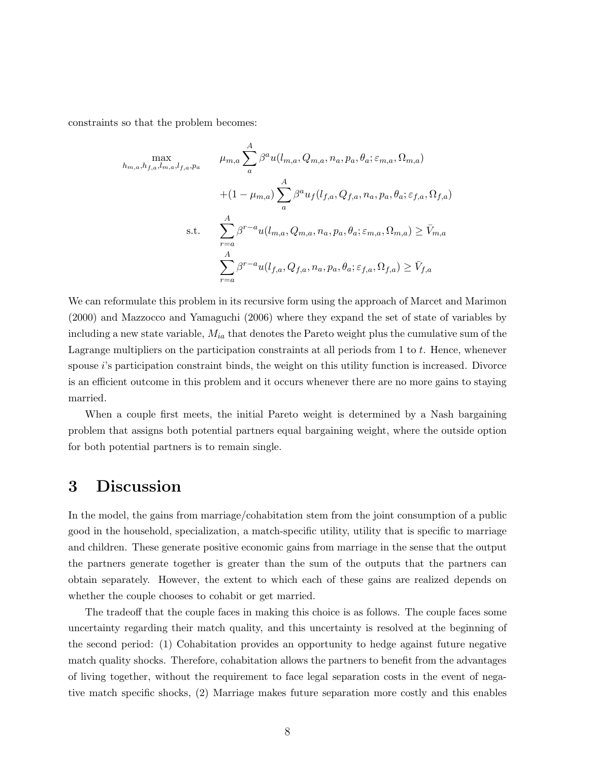constraints so that the problem becomes:

$$
\begin{aligned}
\max_{h_{m,a},h_{f,a},l_{m,a},l_{f,a},p_a} \quad & \mu_{m,a} \sum_{a}^{A} \beta^a u(l_{m,a}, Q_{m,a}, n_a, p_a, \theta_a; \varepsilon_{m,a}, \Omega_{m,a}) \\
& +(1-\mu_{m,a}) \sum_{a}^{A} \beta^a u_f(l_{f,a}, Q_{f,a}, n_a, p_a, \theta_a; \varepsilon_{f,a}, \Omega_{f,a}) \\
\text{s.t.} \quad & \sum_{r=a}^{A} \beta^{r-a} u(l_{m,a}, Q_{m,a}, n_a, p_a, \theta_a; \varepsilon_{m,a}, \Omega_{m,a}) \geq \bar{V}_{m,a} \\
& \sum_{r=a}^{A} \beta^{r-a} u(l_{f,a}, Q_{f,a}, n_a, p_a, \theta_a; \varepsilon_{f,a}, \Omega_{f,a}) \geq \bar{V}_{f,a}
\end{aligned}
$$

We can reformulate this problem in its recursive form using the approach of Marcet and Marimon (2000) and Mazzocco and Yamaguchi (2006) where they expand the set of state of variables by including a new state variable, $M_{ia}$ that denotes the Pareto weight plus the cumulative sum of the Lagrange multipliers on the participation constraints at all periods from 1 to $t$. Hence, whenever spouse $i$'s participation constraint binds, the weight on this utility function is increased. Divorce is an efficient outcome in this problem and it occurs whenever there are no more gains to staying married.

When a couple first meets, the initial Pareto weight is determined by a Nash bargaining problem that assigns both potential partners equal bargaining weight, where the outside option for both potential partners is to remain single.

# 3 Discussion

In the model, the gains from marriage/cohabitation stem from the joint consumption of a public good in the household, specialization, a match-specific utility, utility that is specific to marriage and children. These generate positive economic gains from marriage in the sense that the output the partners generate together is greater than the sum of the outputs that the partners can obtain separately. However, the extent to which each of these gains are realized depends on whether the couple chooses to cohabit or get married.

The tradeoff that the couple faces in making this choice is as follows. The couple faces some uncertainty regarding their match quality, and this uncertainty is resolved at the beginning of the second period: (1) Cohabitation provides an opportunity to hedge against future negative match quality shocks. Therefore, cohabitation allows the partners to benefit from the advantages of living together, without the requirement to face legal separation costs in the event of negative match specific shocks, (2) Marriage makes future separation more costly and this enables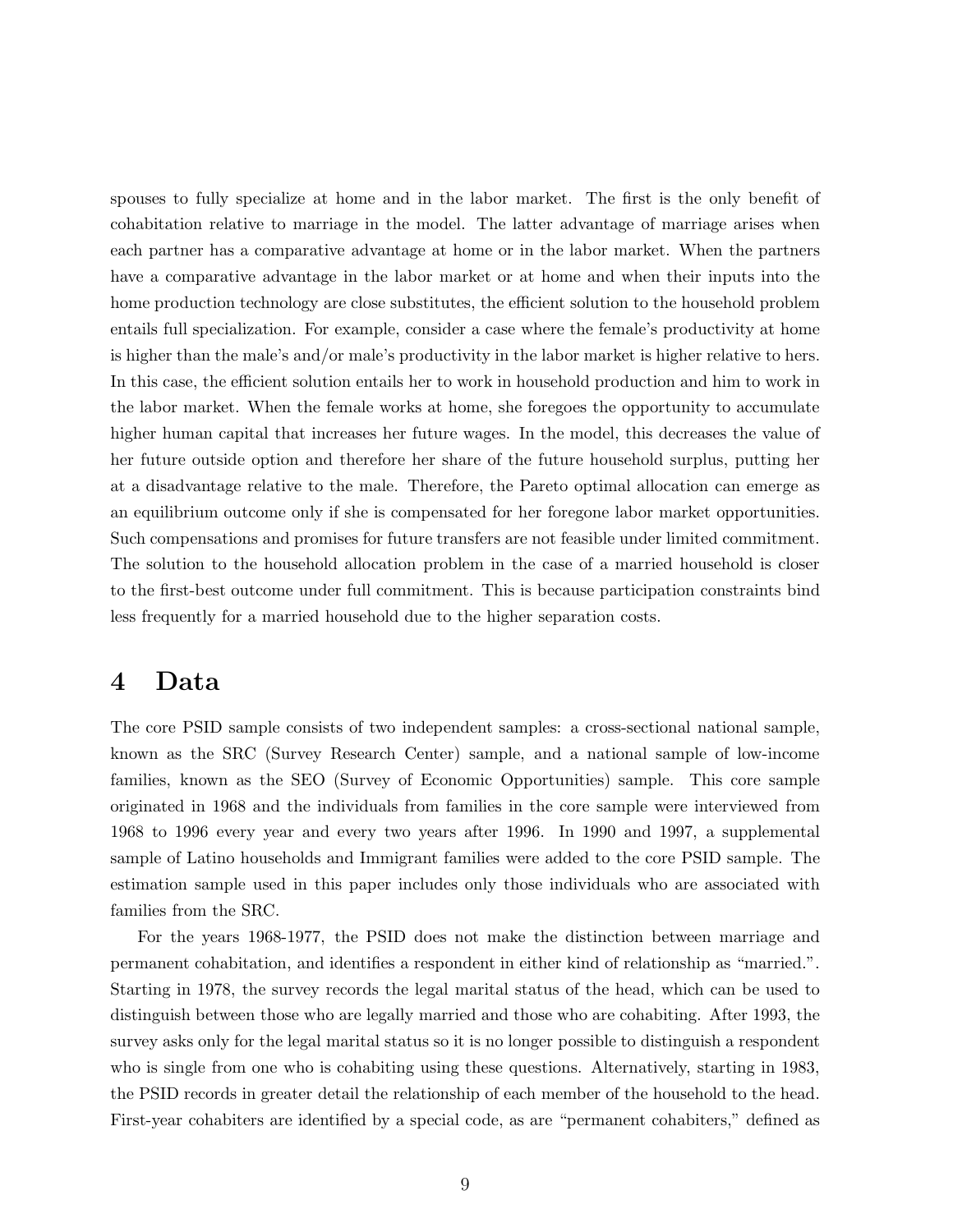spouses to fully specialize at home and in the labor market. The first is the only benefit of cohabitation relative to marriage in the model. The latter advantage of marriage arises when each partner has a comparative advantage at home or in the labor market. When the partners have a comparative advantage in the labor market or at home and when their inputs into the home production technology are close substitutes, the efficient solution to the household problem entails full specialization. For example, consider a case where the female's productivity at home is higher than the male's and/or male's productivity in the labor market is higher relative to hers. In this case, the efficient solution entails her to work in household production and him to work in the labor market. When the female works at home, she foregoes the opportunity to accumulate higher human capital that increases her future wages. In the model, this decreases the value of her future outside option and therefore her share of the future household surplus, putting her at a disadvantage relative to the male. Therefore, the Pareto optimal allocation can emerge as an equilibrium outcome only if she is compensated for her foregone labor market opportunities. Such compensations and promises for future transfers are not feasible under limited commitment. The solution to the household allocation problem in the case of a married household is closer to the first-best outcome under full commitment. This is because participation constraints bind less frequently for a married household due to the higher separation costs.

# 4 Data

The core PSID sample consists of two independent samples: a cross-sectional national sample, known as the SRC (Survey Research Center) sample, and a national sample of low-income families, known as the SEO (Survey of Economic Opportunities) sample. This core sample originated in 1968 and the individuals from families in the core sample were interviewed from 1968 to 1996 every year and every two years after 1996. In 1990 and 1997, a supplemental sample of Latino households and Immigrant families were added to the core PSID sample. The estimation sample used in this paper includes only those individuals who are associated with families from the SRC.

For the years 1968-1977, the PSID does not make the distinction between marriage and permanent cohabitation, and identifies a respondent in either kind of relationship as "married.". Starting in 1978, the survey records the legal marital status of the head, which can be used to distinguish between those who are legally married and those who are cohabiting. After 1993, the survey asks only for the legal marital status so it is no longer possible to distinguish a respondent who is single from one who is cohabiting using these questions. Alternatively, starting in 1983, the PSID records in greater detail the relationship of each member of the household to the head. First-year cohabiters are identified by a special code, as are "permanent cohabiters," defined as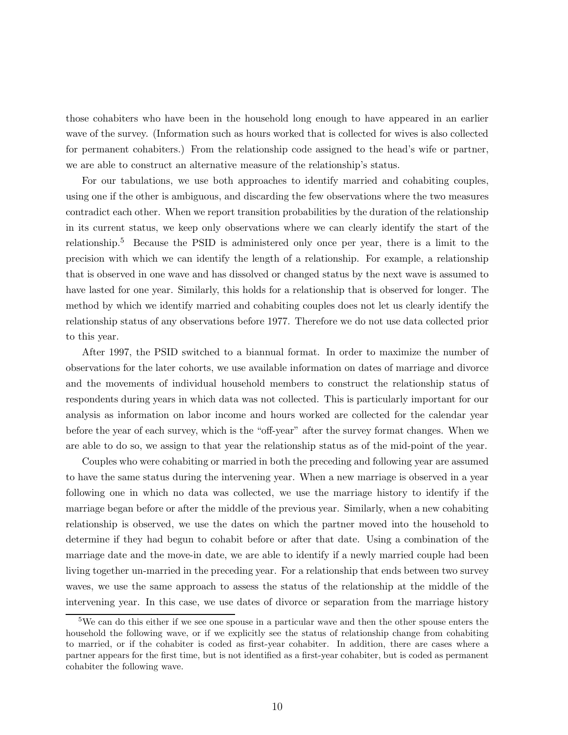those cohabiters who have been in the household long enough to have appeared in an earlier wave of the survey. (Information such as hours worked that is collected for wives is also collected for permanent cohabiters.) From the relationship code assigned to the head's wife or partner, we are able to construct an alternative measure of the relationship's status.

For our tabulations, we use both approaches to identify married and cohabiting couples, using one if the other is ambiguous, and discarding the few observations where the two measures contradict each other. When we report transition probabilities by the duration of the relationship in its current status, we keep only observations where we can clearly identify the start of the relationship.[5] Because the PSID is administered only once per year, there is a limit to the precision with which we can identify the length of a relationship. For example, a relationship that is observed in one wave and has dissolved or changed status by the next wave is assumed to have lasted for one year. Similarly, this holds for a relationship that is observed for longer. The method by which we identify married and cohabiting couples does not let us clearly identify the relationship status of any observations before 1977. Therefore we do not use data collected prior to this year.

After 1997, the PSID switched to a biannual format. In order to maximize the number of observations for the later cohorts, we use available information on dates of marriage and divorce and the movements of individual household members to construct the relationship status of respondents during years in which data was not collected. This is particularly important for our analysis as information on labor income and hours worked are collected for the calendar year before the year of each survey, which is the "off-year" after the survey format changes. When we are able to do so, we assign to that year the relationship status as of the mid-point of the year.

Couples who were cohabiting or married in both the preceding and following year are assumed to have the same status during the intervening year. When a new marriage is observed in a year following one in which no data was collected, we use the marriage history to identify if the marriage began before or after the middle of the previous year. Similarly, when a new cohabiting relationship is observed, we use the dates on which the partner moved into the household to determine if they had begun to cohabit before or after that date. Using a combination of the marriage date and the move-in date, we are able to identify if a newly married couple had been living together un-married in the preceding year. For a relationship that ends between two survey waves, we use the same approach to assess the status of the relationship at the middle of the intervening year. In this case, we use dates of divorce or separation from the marriage history

[5] We can do this either if we see one spouse in a particular wave and then the other spouse enters the household the following wave, or if we explicitly see the status of relationship change from cohabiting to married, or if the cohabiter is coded as first-year cohabiter. In addition, there are cases where a partner appears for the first time, but is not identified as a first-year cohabiter, but is coded as permanent cohabiter the following wave.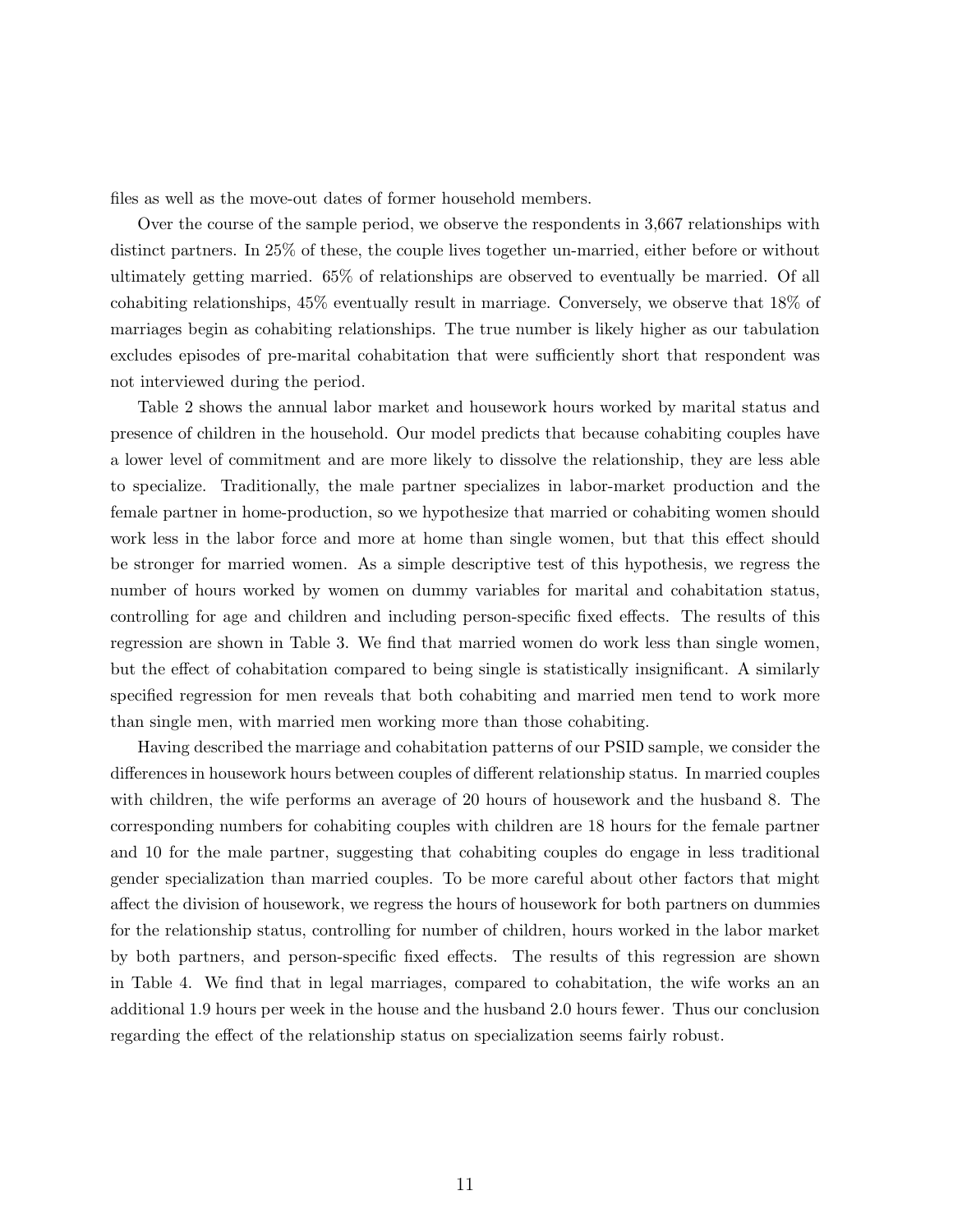files as well as the move-out dates of former household members.

Over the course of the sample period, we observe the respondents in 3,667 relationships with distinct partners. In 25% of these, the couple lives together un-married, either before or without ultimately getting married. 65% of relationships are observed to eventually be married. Of all cohabiting relationships, 45% eventually result in marriage. Conversely, we observe that 18% of marriages begin as cohabiting relationships. The true number is likely higher as our tabulation excludes episodes of pre-marital cohabitation that were sufficiently short that respondent was not interviewed during the period.

Table 2 shows the annual labor market and housework hours worked by marital status and presence of children in the household. Our model predicts that because cohabiting couples have a lower level of commitment and are more likely to dissolve the relationship, they are less able to specialize. Traditionally, the male partner specializes in labor-market production and the female partner in home-production, so we hypothesize that married or cohabiting women should work less in the labor force and more at home than single women, but that this effect should be stronger for married women. As a simple descriptive test of this hypothesis, we regress the number of hours worked by women on dummy variables for marital and cohabitation status, controlling for age and children and including person-specific fixed effects. The results of this regression are shown in Table 3. We find that married women do work less than single women, but the effect of cohabitation compared to being single is statistically insignificant. A similarly specified regression for men reveals that both cohabiting and married men tend to work more than single men, with married men working more than those cohabiting.

Having described the marriage and cohabitation patterns of our PSID sample, we consider the differences in housework hours between couples of different relationship status. In married couples with children, the wife performs an average of 20 hours of housework and the husband 8. The corresponding numbers for cohabiting couples with children are 18 hours for the female partner and 10 for the male partner, suggesting that cohabiting couples do engage in less traditional gender specialization than married couples. To be more careful about other factors that might affect the division of housework, we regress the hours of housework for both partners on dummies for the relationship status, controlling for number of children, hours worked in the labor market by both partners, and person-specific fixed effects. The results of this regression are shown in Table 4. We find that in legal marriages, compared to cohabitation, the wife works an an additional 1.9 hours per week in the house and the husband 2.0 hours fewer. Thus our conclusion regarding the effect of the relationship status on specialization seems fairly robust.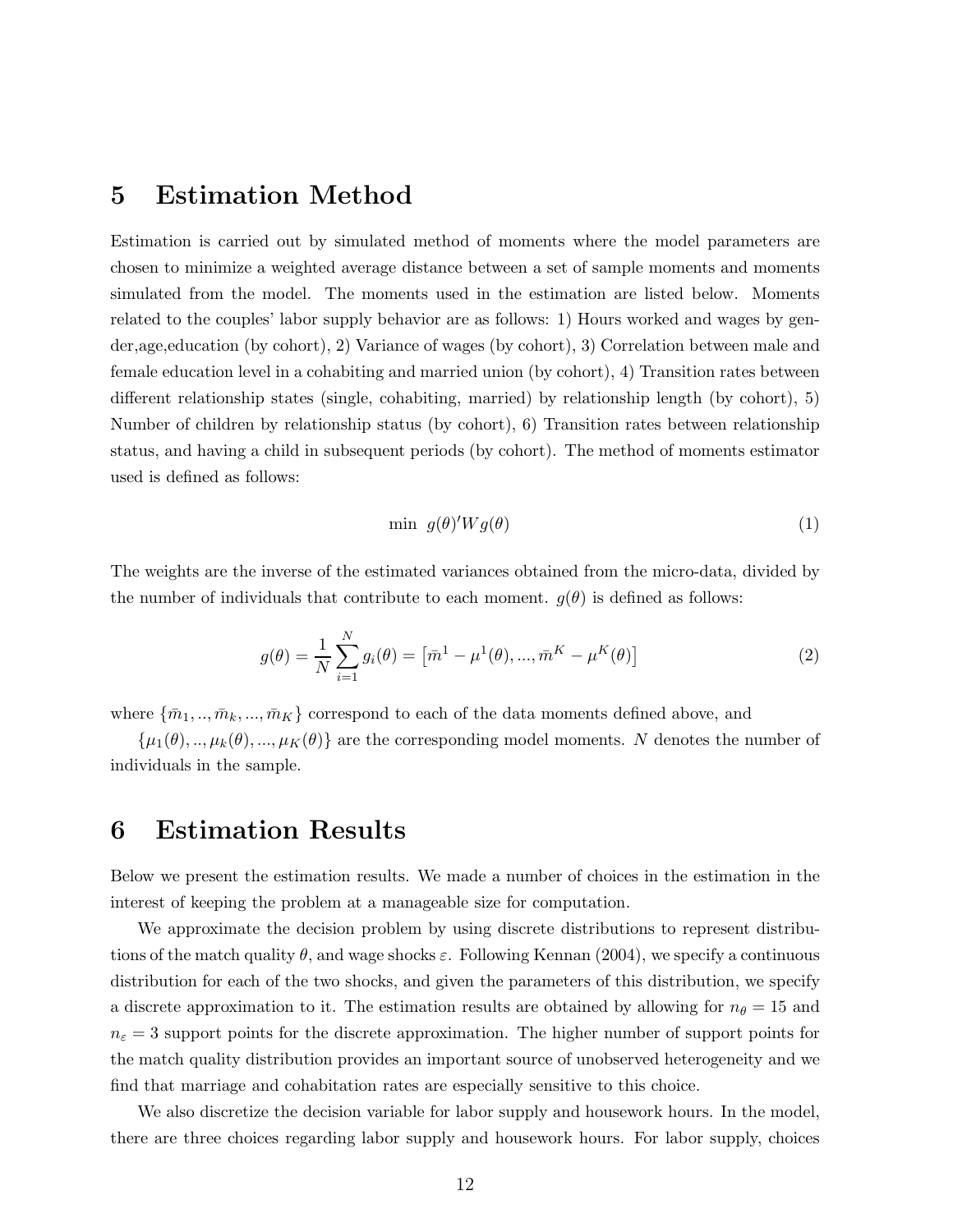# 5 Estimation Method

Estimation is carried out by simulated method of moments where the model parameters are chosen to minimize a weighted average distance between a set of sample moments and moments simulated from the model. The moments used in the estimation are listed below. Moments related to the couples' labor supply behavior are as follows: 1) Hours worked and wages by gender,age,education (by cohort), 2) Variance of wages (by cohort), 3) Correlation between male and female education level in a cohabiting and married union (by cohort), 4) Transition rates between different relationship states (single, cohabiting, married) by relationship length (by cohort), 5) Number of children by relationship status (by cohort), 6) Transition rates between relationship status, and having a child in subsequent periods (by cohort). The method of moments estimator used is defined as follows:

$$\min \; g(\theta)'Wg(\theta) \tag{1}$$

The weights are the inverse of the estimated variances obtained from the micro-data, divided by the number of individuals that contribute to each moment. $g(\theta)$ is defined as follows:

$$g(\theta) = \frac{1}{N}\sum_{i=1}^{N} g_i(\theta) = \left[\bar{m}^1 - \mu^1(\theta), ..., \bar{m}^K - \mu^K(\theta)\right] \tag{2}$$

where $\{\bar{m}_1, .., \bar{m}_k, ..., \bar{m}_K\}$ correspond to each of the data moments defined above, and

$\{\mu_1(\theta), .., \mu_k(\theta), ..., \mu_K(\theta)\}$ are the corresponding model moments. $N$ denotes the number of individuals in the sample.

# 6 Estimation Results

Below we present the estimation results. We made a number of choices in the estimation in the interest of keeping the problem at a manageable size for computation.

We approximate the decision problem by using discrete distributions to represent distributions of the match quality $\theta$, and wage shocks $\varepsilon$. Following Kennan (2004), we specify a continuous distribution for each of the two shocks, and given the parameters of this distribution, we specify a discrete approximation to it. The estimation results are obtained by allowing for $n_\theta = 15$ and $n_\varepsilon = 3$ support points for the discrete approximation. The higher number of support points for the match quality distribution provides an important source of unobserved heterogeneity and we find that marriage and cohabitation rates are especially sensitive to this choice.

We also discretize the decision variable for labor supply and housework hours. In the model, there are three choices regarding labor supply and housework hours. For labor supply, choices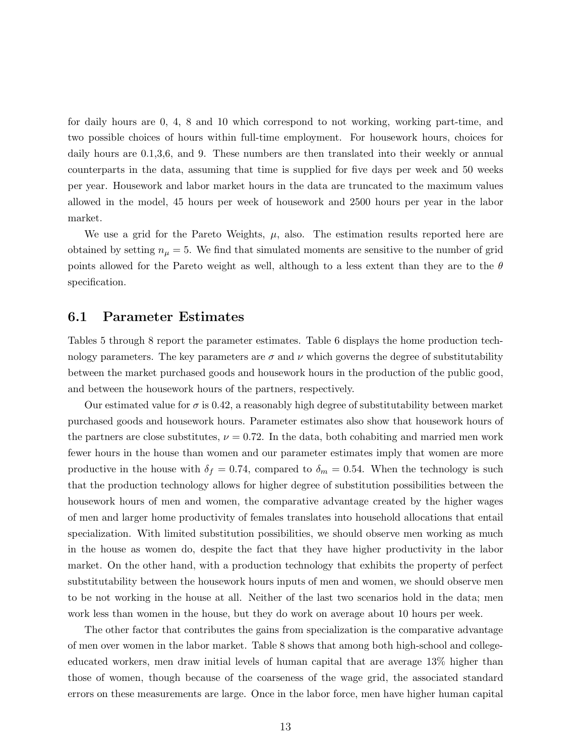for daily hours are 0, 4, 8 and 10 which correspond to not working, working part-time, and two possible choices of hours within full-time employment. For housework hours, choices for daily hours are 0.1,3,6, and 9. These numbers are then translated into their weekly or annual counterparts in the data, assuming that time is supplied for five days per week and 50 weeks per year. Housework and labor market hours in the data are truncated to the maximum values allowed in the model, 45 hours per week of housework and 2500 hours per year in the labor market.

We use a grid for the Pareto Weights, $\mu$, also. The estimation results reported here are obtained by setting $n_{\mu} = 5$. We find that simulated moments are sensitive to the number of grid points allowed for the Pareto weight as well, although to a less extent than they are to the $\theta$ specification.

## 6.1 Parameter Estimates

Tables 5 through 8 report the parameter estimates. Table 6 displays the home production technology parameters. The key parameters are $\sigma$ and $\nu$ which governs the degree of substitutability between the market purchased goods and housework hours in the production of the public good, and between the housework hours of the partners, respectively.

Our estimated value for $\sigma$ is 0.42, a reasonably high degree of substitutability between market purchased goods and housework hours. Parameter estimates also show that housework hours of the partners are close substitutes, $\nu = 0.72$. In the data, both cohabiting and married men work fewer hours in the house than women and our parameter estimates imply that women are more productive in the house with $\delta_f = 0.74$, compared to $\delta_m = 0.54$. When the technology is such that the production technology allows for higher degree of substitution possibilities between the housework hours of men and women, the comparative advantage created by the higher wages of men and larger home productivity of females translates into household allocations that entail specialization. With limited substitution possibilities, we should observe men working as much in the house as women do, despite the fact that they have higher productivity in the labor market. On the other hand, with a production technology that exhibits the property of perfect substitutability between the housework hours inputs of men and women, we should observe men to be not working in the house at all. Neither of the last two scenarios hold in the data; men work less than women in the house, but they do work on average about 10 hours per week.

The other factor that contributes the gains from specialization is the comparative advantage of men over women in the labor market. Table 8 shows that among both high-school and college-educated workers, men draw initial levels of human capital that are average 13% higher than those of women, though because of the coarseness of the wage grid, the associated standard errors on these measurements are large. Once in the labor force, men have higher human capital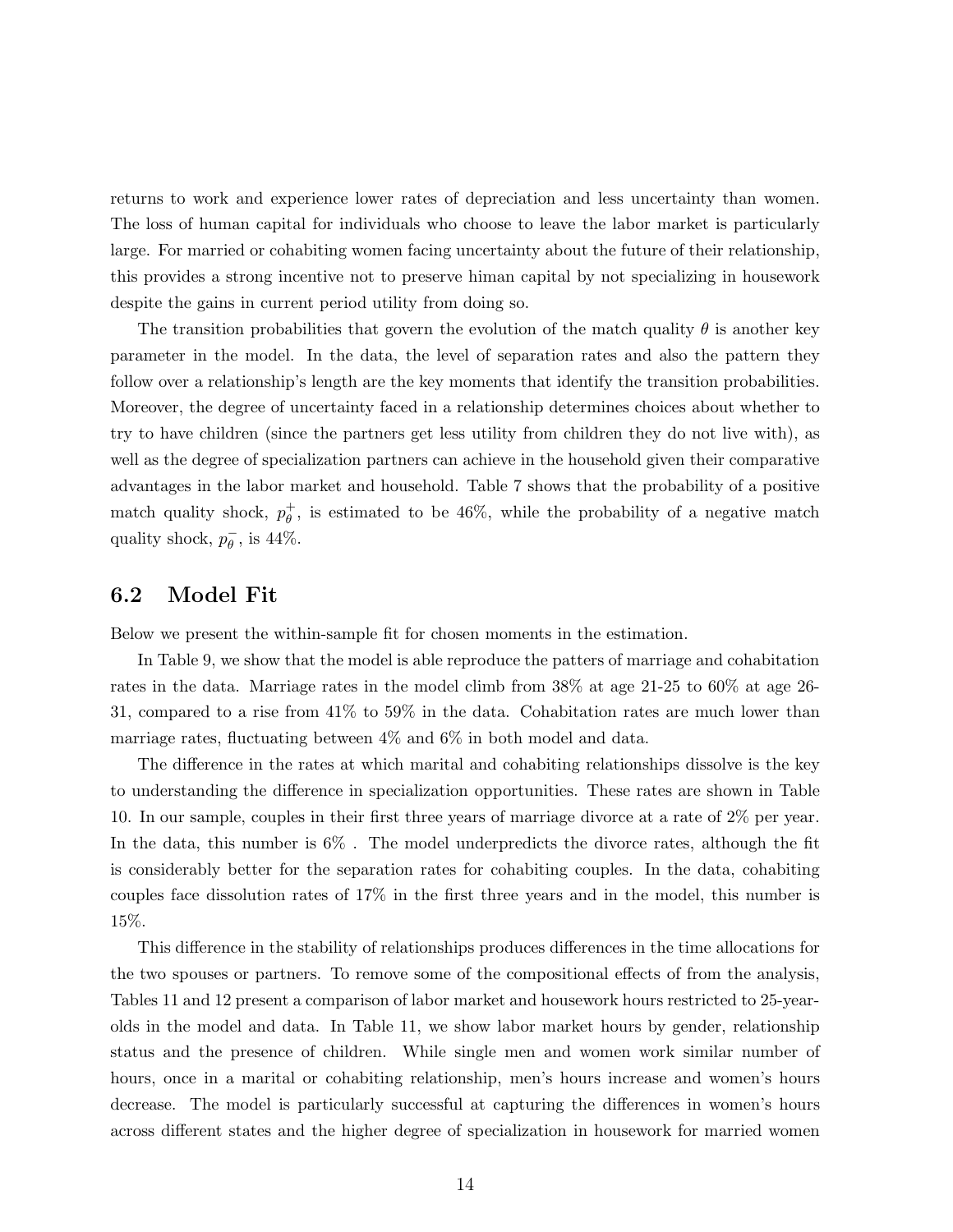returns to work and experience lower rates of depreciation and less uncertainty than women. The loss of human capital for individuals who choose to leave the labor market is particularly large. For married or cohabiting women facing uncertainty about the future of their relationship, this provides a strong incentive not to preserve himan capital by not specializing in housework despite the gains in current period utility from doing so.

The transition probabilities that govern the evolution of the match quality $\theta$ is another key parameter in the model. In the data, the level of separation rates and also the pattern they follow over a relationship's length are the key moments that identify the transition probabilities. Moreover, the degree of uncertainty faced in a relationship determines choices about whether to try to have children (since the partners get less utility from children they do not live with), as well as the degree of specialization partners can achieve in the household given their comparative advantages in the labor market and household. Table 7 shows that the probability of a positive match quality shock, $p_\theta^+$, is estimated to be 46%, while the probability of a negative match quality shock, $p_\theta^-$, is 44%.

## 6.2 Model Fit

Below we present the within-sample fit for chosen moments in the estimation.

In Table 9, we show that the model is able reproduce the patters of marriage and cohabitation rates in the data. Marriage rates in the model climb from 38% at age 21-25 to 60% at age 26-31, compared to a rise from 41% to 59% in the data. Cohabitation rates are much lower than marriage rates, fluctuating between 4% and 6% in both model and data.

The difference in the rates at which marital and cohabiting relationships dissolve is the key to understanding the difference in specialization opportunities. These rates are shown in Table 10. In our sample, couples in their first three years of marriage divorce at a rate of 2% per year. In the data, this number is 6% . The model underpredicts the divorce rates, although the fit is considerably better for the separation rates for cohabiting couples. In the data, cohabiting couples face dissolution rates of 17% in the first three years and in the model, this number is 15%.

This difference in the stability of relationships produces differences in the time allocations for the two spouses or partners. To remove some of the compositional effects of from the analysis, Tables 11 and 12 present a comparison of labor market and housework hours restricted to 25-year-olds in the model and data. In Table 11, we show labor market hours by gender, relationship status and the presence of children. While single men and women work similar number of hours, once in a marital or cohabiting relationship, men's hours increase and women's hours decrease. The model is particularly successful at capturing the differences in women's hours across different states and the higher degree of specialization in housework for married women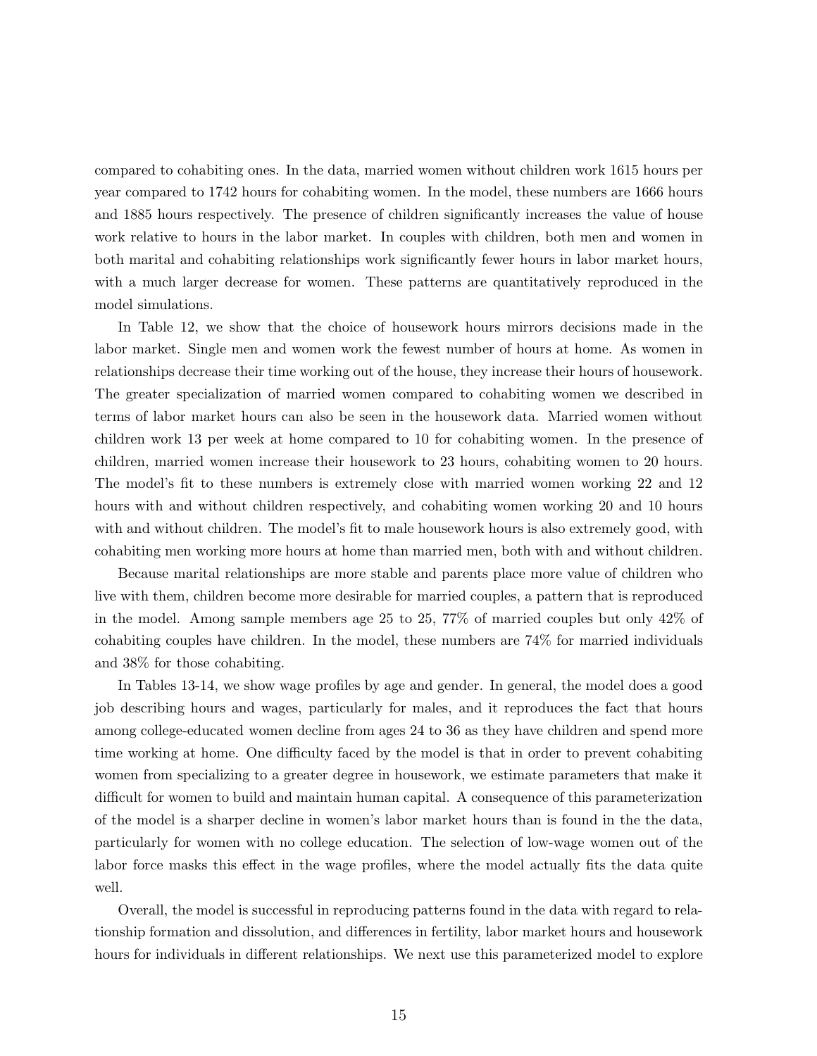compared to cohabiting ones. In the data, married women without children work 1615 hours per year compared to 1742 hours for cohabiting women. In the model, these numbers are 1666 hours and 1885 hours respectively. The presence of children significantly increases the value of house work relative to hours in the labor market. In couples with children, both men and women in both marital and cohabiting relationships work significantly fewer hours in labor market hours, with a much larger decrease for women. These patterns are quantitatively reproduced in the model simulations.

In Table 12, we show that the choice of housework hours mirrors decisions made in the labor market. Single men and women work the fewest number of hours at home. As women in relationships decrease their time working out of the house, they increase their hours of housework. The greater specialization of married women compared to cohabiting women we described in terms of labor market hours can also be seen in the housework data. Married women without children work 13 per week at home compared to 10 for cohabiting women. In the presence of children, married women increase their housework to 23 hours, cohabiting women to 20 hours. The model's fit to these numbers is extremely close with married women working 22 and 12 hours with and without children respectively, and cohabiting women working 20 and 10 hours with and without children. The model's fit to male housework hours is also extremely good, with cohabiting men working more hours at home than married men, both with and without children.

Because marital relationships are more stable and parents place more value of children who live with them, children become more desirable for married couples, a pattern that is reproduced in the model. Among sample members age 25 to 25, 77% of married couples but only 42% of cohabiting couples have children. In the model, these numbers are 74% for married individuals and 38% for those cohabiting.

In Tables 13-14, we show wage profiles by age and gender. In general, the model does a good job describing hours and wages, particularly for males, and it reproduces the fact that hours among college-educated women decline from ages 24 to 36 as they have children and spend more time working at home. One difficulty faced by the model is that in order to prevent cohabiting women from specializing to a greater degree in housework, we estimate parameters that make it difficult for women to build and maintain human capital. A consequence of this parameterization of the model is a sharper decline in women's labor market hours than is found in the the data, particularly for women with no college education. The selection of low-wage women out of the labor force masks this effect in the wage profiles, where the model actually fits the data quite well.

Overall, the model is successful in reproducing patterns found in the data with regard to relationship formation and dissolution, and differences in fertility, labor market hours and housework hours for individuals in different relationships. We next use this parameterized model to explore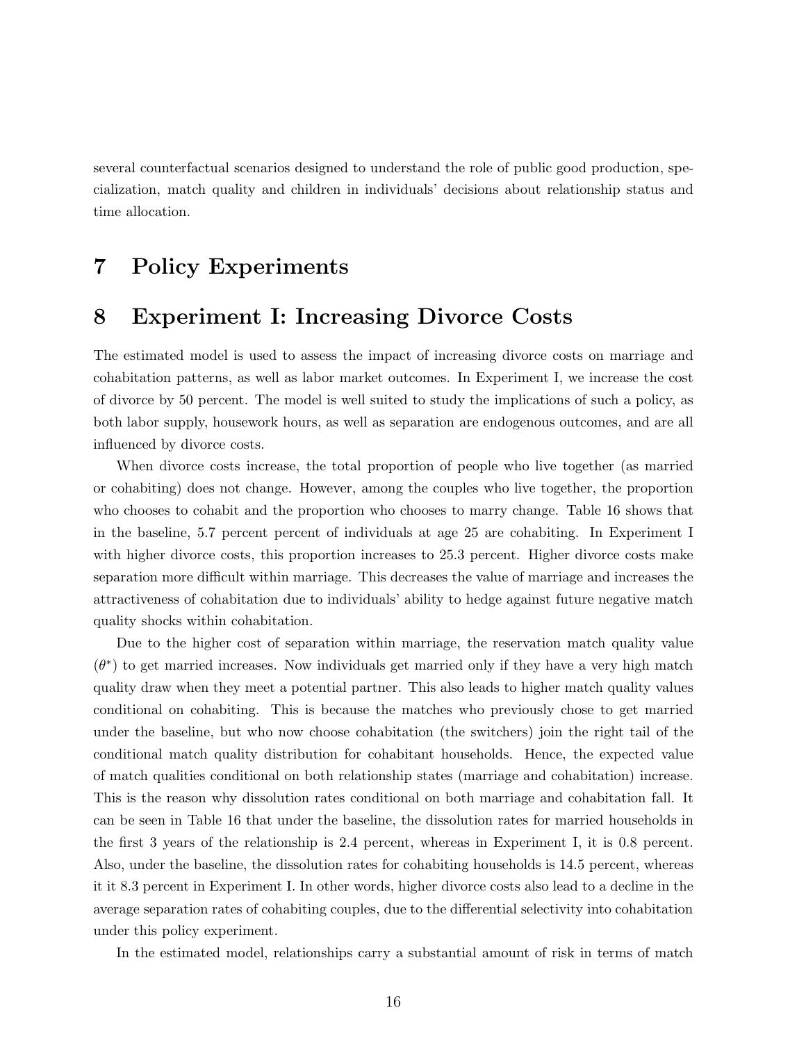several counterfactual scenarios designed to understand the role of public good production, specialization, match quality and children in individuals' decisions about relationship status and time allocation.

# 7 Policy Experiments

# 8 Experiment I: Increasing Divorce Costs

The estimated model is used to assess the impact of increasing divorce costs on marriage and cohabitation patterns, as well as labor market outcomes. In Experiment I, we increase the cost of divorce by 50 percent. The model is well suited to study the implications of such a policy, as both labor supply, housework hours, as well as separation are endogenous outcomes, and are all influenced by divorce costs.

When divorce costs increase, the total proportion of people who live together (as married or cohabiting) does not change. However, among the couples who live together, the proportion who chooses to cohabit and the proportion who chooses to marry change. Table 16 shows that in the baseline, 5.7 percent percent of individuals at age 25 are cohabiting. In Experiment I with higher divorce costs, this proportion increases to 25.3 percent. Higher divorce costs make separation more difficult within marriage. This decreases the value of marriage and increases the attractiveness of cohabitation due to individuals' ability to hedge against future negative match quality shocks within cohabitation.

Due to the higher cost of separation within marriage, the reservation match quality value ($\theta^*$) to get married increases. Now individuals get married only if they have a very high match quality draw when they meet a potential partner. This also leads to higher match quality values conditional on cohabiting. This is because the matches who previously chose to get married under the baseline, but who now choose cohabitation (the switchers) join the right tail of the conditional match quality distribution for cohabitant households. Hence, the expected value of match qualities conditional on both relationship states (marriage and cohabitation) increase. This is the reason why dissolution rates conditional on both marriage and cohabitation fall. It can be seen in Table 16 that under the baseline, the dissolution rates for married households in the first 3 years of the relationship is 2.4 percent, whereas in Experiment I, it is 0.8 percent. Also, under the baseline, the dissolution rates for cohabiting households is 14.5 percent, whereas it it 8.3 percent in Experiment I. In other words, higher divorce costs also lead to a decline in the average separation rates of cohabiting couples, due to the differential selectivity into cohabitation under this policy experiment.

In the estimated model, relationships carry a substantial amount of risk in terms of match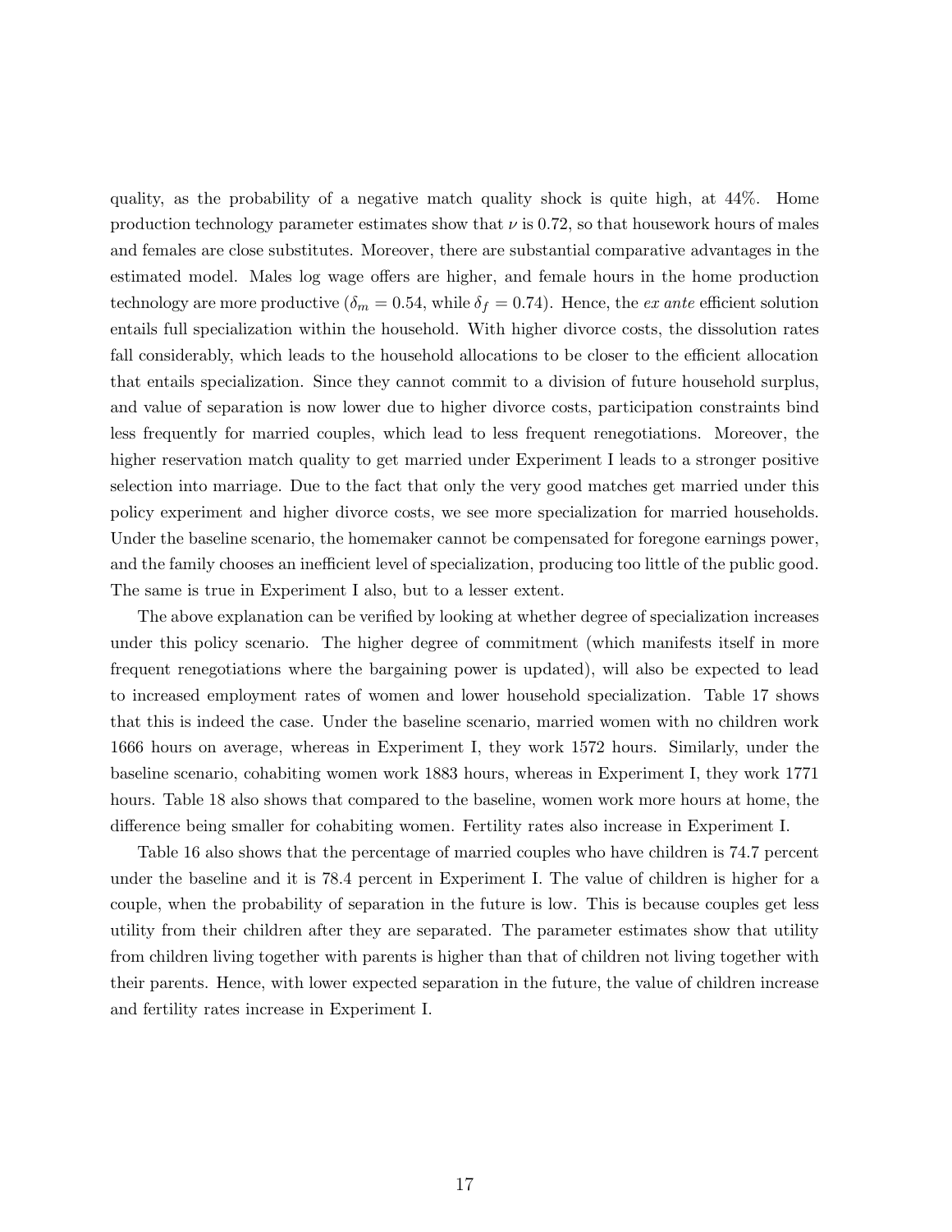quality, as the probability of a negative match quality shock is quite high, at 44%. Home production technology parameter estimates show that $\nu$ is 0.72, so that housework hours of males and females are close substitutes. Moreover, there are substantial comparative advantages in the estimated model. Males log wage offers are higher, and female hours in the home production technology are more productive ($\delta_m = 0.54$, while $\delta_f = 0.74$). Hence, the *ex ante* efficient solution entails full specialization within the household. With higher divorce costs, the dissolution rates fall considerably, which leads to the household allocations to be closer to the efficient allocation that entails specialization. Since they cannot commit to a division of future household surplus, and value of separation is now lower due to higher divorce costs, participation constraints bind less frequently for married couples, which lead to less frequent renegotiations. Moreover, the higher reservation match quality to get married under Experiment I leads to a stronger positive selection into marriage. Due to the fact that only the very good matches get married under this policy experiment and higher divorce costs, we see more specialization for married households. Under the baseline scenario, the homemaker cannot be compensated for foregone earnings power, and the family chooses an inefficient level of specialization, producing too little of the public good. The same is true in Experiment I also, but to a lesser extent.

The above explanation can be verified by looking at whether degree of specialization increases under this policy scenario. The higher degree of commitment (which manifests itself in more frequent renegotiations where the bargaining power is updated), will also be expected to lead to increased employment rates of women and lower household specialization. Table 17 shows that this is indeed the case. Under the baseline scenario, married women with no children work 1666 hours on average, whereas in Experiment I, they work 1572 hours. Similarly, under the baseline scenario, cohabiting women work 1883 hours, whereas in Experiment I, they work 1771 hours. Table 18 also shows that compared to the baseline, women work more hours at home, the difference being smaller for cohabiting women. Fertility rates also increase in Experiment I.

Table 16 also shows that the percentage of married couples who have children is 74.7 percent under the baseline and it is 78.4 percent in Experiment I. The value of children is higher for a couple, when the probability of separation in the future is low. This is because couples get less utility from their children after they are separated. The parameter estimates show that utility from children living together with parents is higher than that of children not living together with their parents. Hence, with lower expected separation in the future, the value of children increase and fertility rates increase in Experiment I.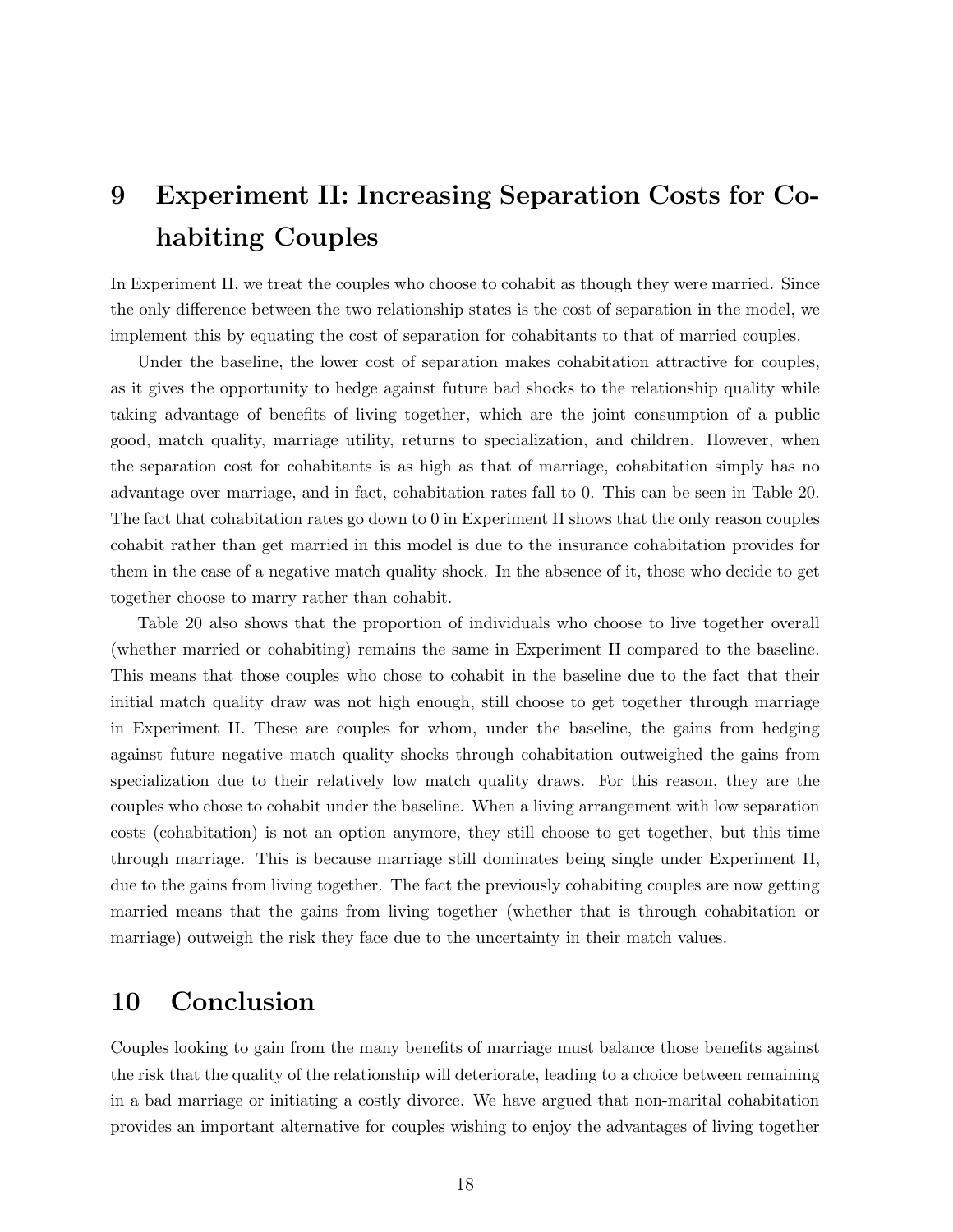# 9 Experiment II: Increasing Separation Costs for Cohabiting Couples

In Experiment II, we treat the couples who choose to cohabit as though they were married. Since the only difference between the two relationship states is the cost of separation in the model, we implement this by equating the cost of separation for cohabitants to that of married couples.

Under the baseline, the lower cost of separation makes cohabitation attractive for couples, as it gives the opportunity to hedge against future bad shocks to the relationship quality while taking advantage of benefits of living together, which are the joint consumption of a public good, match quality, marriage utility, returns to specialization, and children. However, when the separation cost for cohabitants is as high as that of marriage, cohabitation simply has no advantage over marriage, and in fact, cohabitation rates fall to 0. This can be seen in Table 20. The fact that cohabitation rates go down to 0 in Experiment II shows that the only reason couples cohabit rather than get married in this model is due to the insurance cohabitation provides for them in the case of a negative match quality shock. In the absence of it, those who decide to get together choose to marry rather than cohabit.

Table 20 also shows that the proportion of individuals who choose to live together overall (whether married or cohabiting) remains the same in Experiment II compared to the baseline. This means that those couples who chose to cohabit in the baseline due to the fact that their initial match quality draw was not high enough, still choose to get together through marriage in Experiment II. These are couples for whom, under the baseline, the gains from hedging against future negative match quality shocks through cohabitation outweighed the gains from specialization due to their relatively low match quality draws. For this reason, they are the couples who chose to cohabit under the baseline. When a living arrangement with low separation costs (cohabitation) is not an option anymore, they still choose to get together, but this time through marriage. This is because marriage still dominates being single under Experiment II, due to the gains from living together. The fact the previously cohabiting couples are now getting married means that the gains from living together (whether that is through cohabitation or marriage) outweigh the risk they face due to the uncertainty in their match values.

# 10 Conclusion

Couples looking to gain from the many benefits of marriage must balance those benefits against the risk that the quality of the relationship will deteriorate, leading to a choice between remaining in a bad marriage or initiating a costly divorce. We have argued that non-marital cohabitation provides an important alternative for couples wishing to enjoy the advantages of living together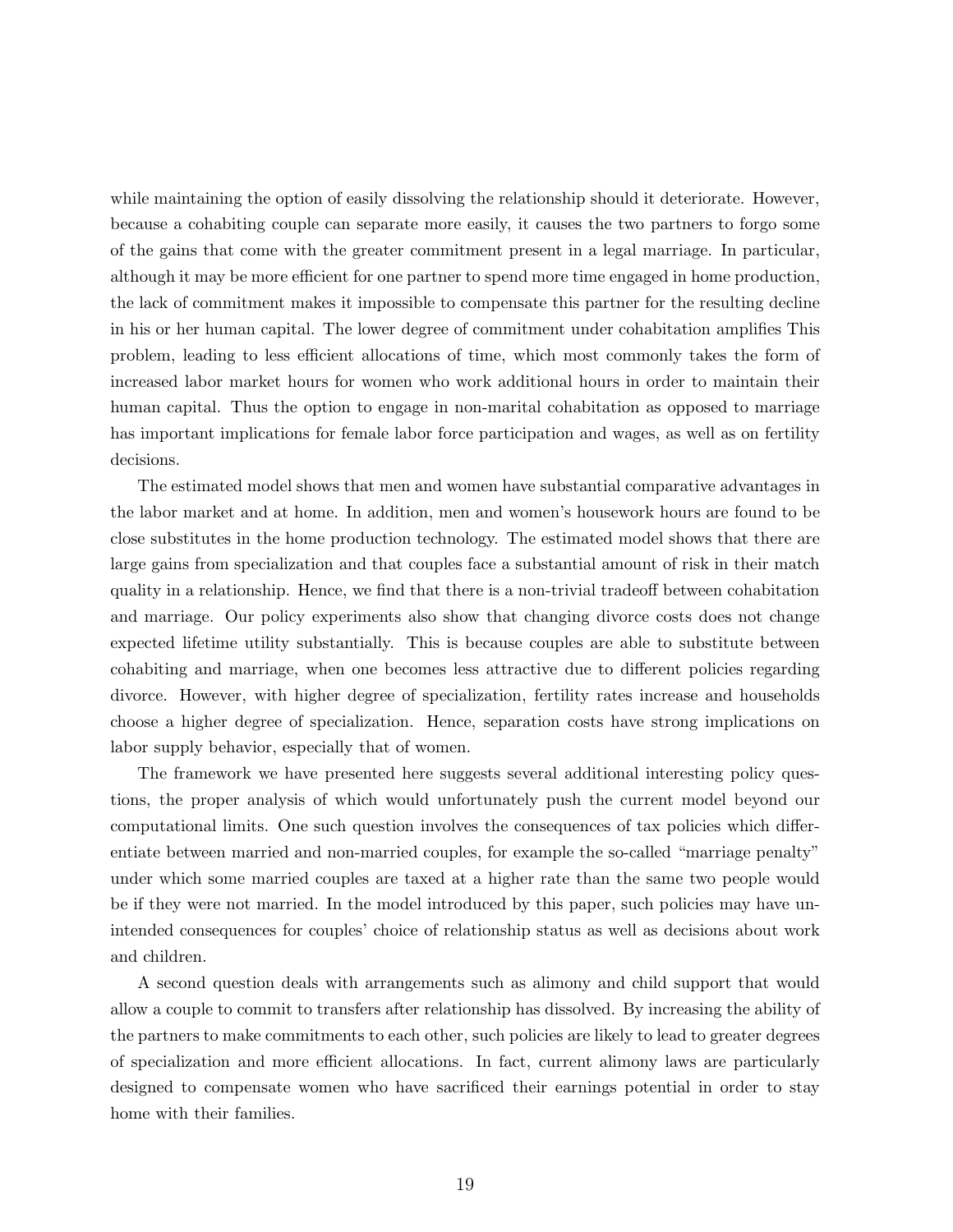while maintaining the option of easily dissolving the relationship should it deteriorate. However, because a cohabiting couple can separate more easily, it causes the two partners to forgo some of the gains that come with the greater commitment present in a legal marriage. In particular, although it may be more efficient for one partner to spend more time engaged in home production, the lack of commitment makes it impossible to compensate this partner for the resulting decline in his or her human capital. The lower degree of commitment under cohabitation amplifies This problem, leading to less efficient allocations of time, which most commonly takes the form of increased labor market hours for women who work additional hours in order to maintain their human capital. Thus the option to engage in non-marital cohabitation as opposed to marriage has important implications for female labor force participation and wages, as well as on fertility decisions.

The estimated model shows that men and women have substantial comparative advantages in the labor market and at home. In addition, men and women's housework hours are found to be close substitutes in the home production technology. The estimated model shows that there are large gains from specialization and that couples face a substantial amount of risk in their match quality in a relationship. Hence, we find that there is a non-trivial tradeoff between cohabitation and marriage. Our policy experiments also show that changing divorce costs does not change expected lifetime utility substantially. This is because couples are able to substitute between cohabiting and marriage, when one becomes less attractive due to different policies regarding divorce. However, with higher degree of specialization, fertility rates increase and households choose a higher degree of specialization. Hence, separation costs have strong implications on labor supply behavior, especially that of women.

The framework we have presented here suggests several additional interesting policy questions, the proper analysis of which would unfortunately push the current model beyond our computational limits. One such question involves the consequences of tax policies which differentiate between married and non-married couples, for example the so-called "marriage penalty" under which some married couples are taxed at a higher rate than the same two people would be if they were not married. In the model introduced by this paper, such policies may have unintended consequences for couples' choice of relationship status as well as decisions about work and children.

A second question deals with arrangements such as alimony and child support that would allow a couple to commit to transfers after relationship has dissolved. By increasing the ability of the partners to make commitments to each other, such policies are likely to lead to greater degrees of specialization and more efficient allocations. In fact, current alimony laws are particularly designed to compensate women who have sacrificed their earnings potential in order to stay home with their families.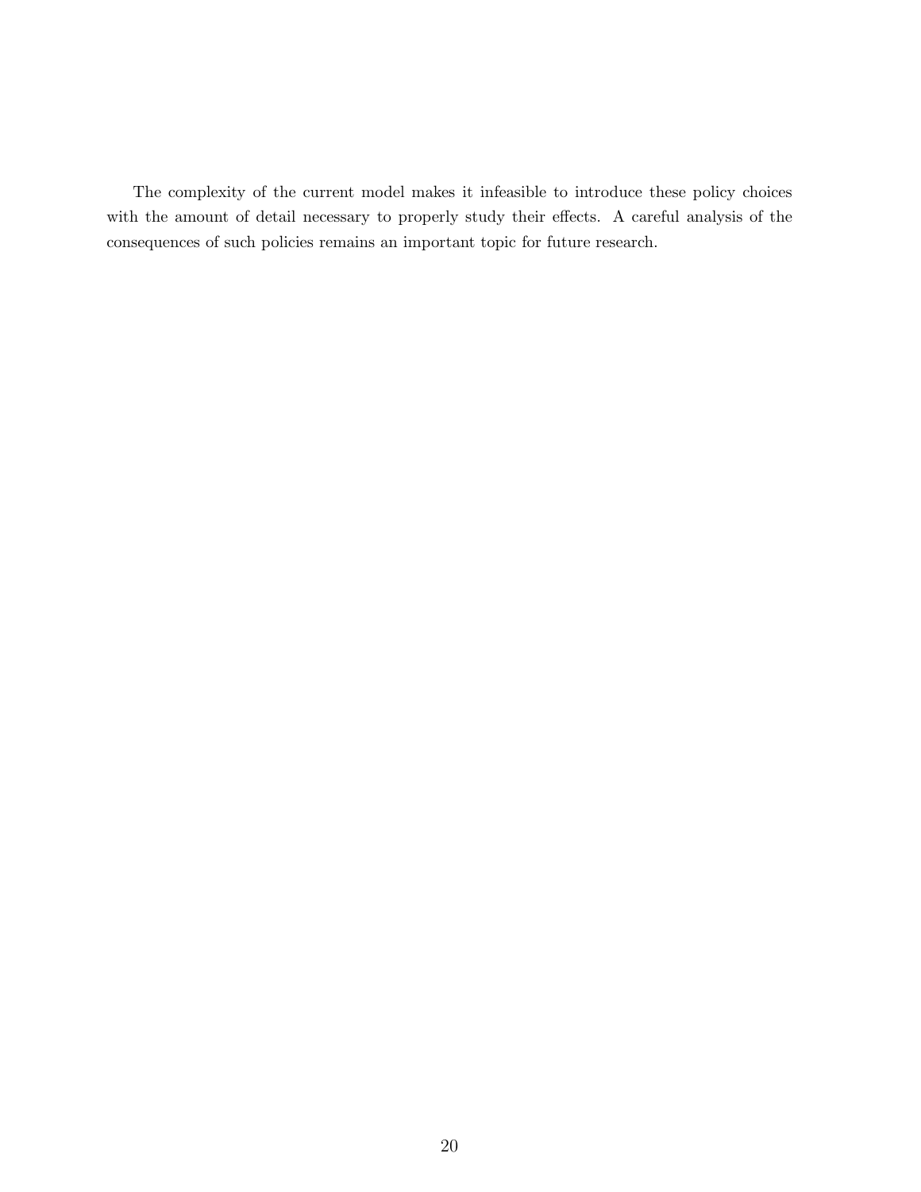The complexity of the current model makes it infeasible to introduce these policy choices with the amount of detail necessary to properly study their effects. A careful analysis of the consequences of such policies remains an important topic for future research.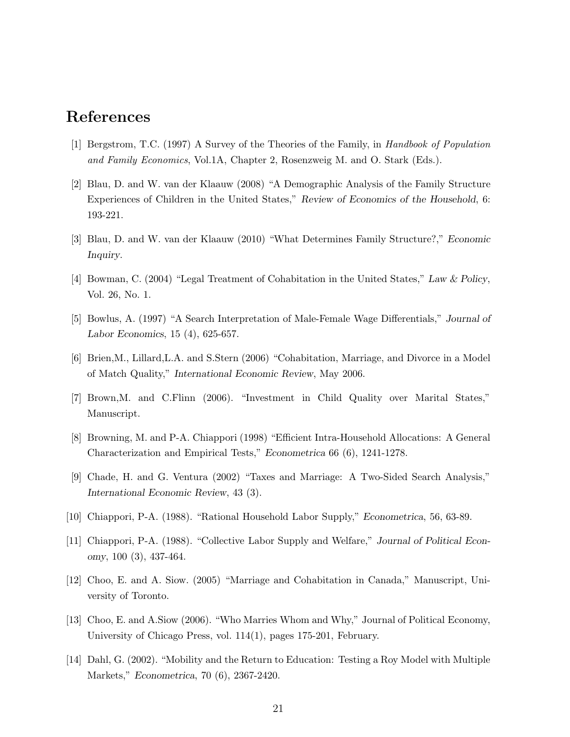# References

[1] Bergstrom, T.C. (1997) A Survey of the Theories of the Family, in *Handbook of Population and Family Economics*, Vol.1A, Chapter 2, Rosenzweig M. and O. Stark (Eds.).

[2] Blau, D. and W. van der Klaauw (2008) "A Demographic Analysis of the Family Structure Experiences of Children in the United States," *Review of Economics of the Household*, 6: 193-221.

[3] Blau, D. and W. van der Klaauw (2010) "What Determines Family Structure?," *Economic Inquiry*.

[4] Bowman, C. (2004) "Legal Treatment of Cohabitation in the United States," *Law & Policy*, Vol. 26, No. 1.

[5] Bowlus, A. (1997) "A Search Interpretation of Male-Female Wage Differentials," *Journal of Labor Economics*, 15 (4), 625-657.

[6] Brien,M., Lillard,L.A. and S.Stern (2006) "Cohabitation, Marriage, and Divorce in a Model of Match Quality," *International Economic Review*, May 2006.

[7] Brown,M. and C.Flinn (2006). "Investment in Child Quality over Marital States," Manuscript.

[8] Browning, M. and P-A. Chiappori (1998) "Efficient Intra-Household Allocations: A General Characterization and Empirical Tests," *Econometrica* 66 (6), 1241-1278.

[9] Chade, H. and G. Ventura (2002) "Taxes and Marriage: A Two-Sided Search Analysis," *International Economic Review*, 43 (3).

[10] Chiappori, P-A. (1988). "Rational Household Labor Supply," *Econometrica*, 56, 63-89.

[11] Chiappori, P-A. (1988). "Collective Labor Supply and Welfare," *Journal of Political Economy*, 100 (3), 437-464.

[12] Choo, E. and A. Siow. (2005) "Marriage and Cohabitation in Canada," Manuscript, University of Toronto.

[13] Choo, E. and A.Siow (2006). "Who Marries Whom and Why," Journal of Political Economy, University of Chicago Press, vol. 114(1), pages 175-201, February.

[14] Dahl, G. (2002). "Mobility and the Return to Education: Testing a Roy Model with Multiple Markets," *Econometrica*, 70 (6), 2367-2420.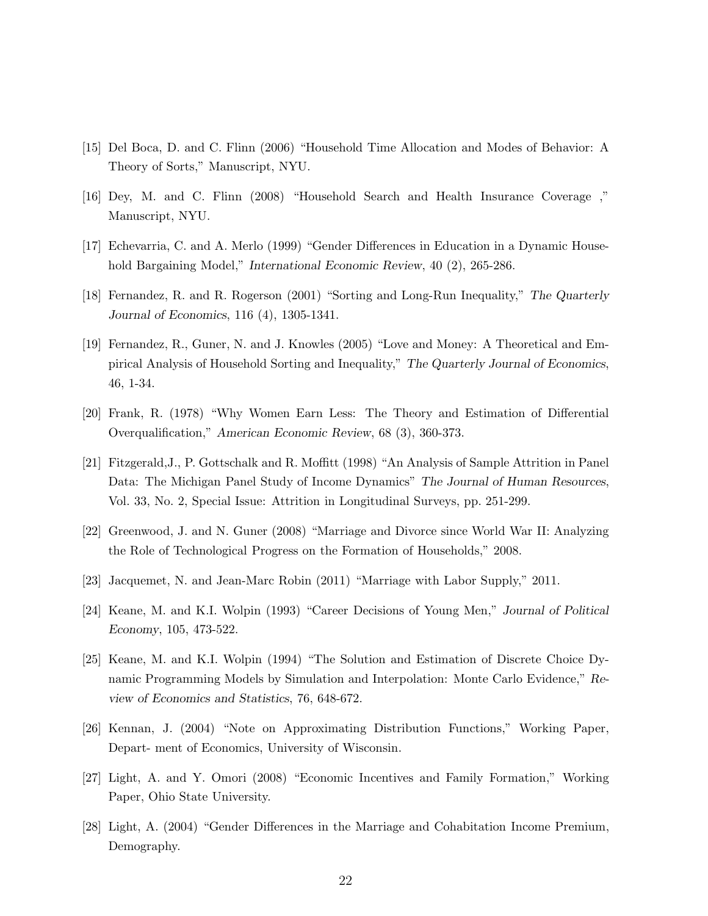[15] Del Boca, D. and C. Flinn (2006) "Household Time Allocation and Modes of Behavior: A Theory of Sorts," Manuscript, NYU.

[16] Dey, M. and C. Flinn (2008) "Household Search and Health Insurance Coverage ," Manuscript, NYU.

[17] Echevarria, C. and A. Merlo (1999) "Gender Differences in Education in a Dynamic Household Bargaining Model," *International Economic Review*, 40 (2), 265-286.

[18] Fernandez, R. and R. Rogerson (2001) "Sorting and Long-Run Inequality," *The Quarterly Journal of Economics*, 116 (4), 1305-1341.

[19] Fernandez, R., Guner, N. and J. Knowles (2005) "Love and Money: A Theoretical and Empirical Analysis of Household Sorting and Inequality," *The Quarterly Journal of Economics*, 46, 1-34.

[20] Frank, R. (1978) "Why Women Earn Less: The Theory and Estimation of Differential Overqualification," *American Economic Review*, 68 (3), 360-373.

[21] Fitzgerald,J., P. Gottschalk and R. Moffitt (1998) "An Analysis of Sample Attrition in Panel Data: The Michigan Panel Study of Income Dynamics" *The Journal of Human Resources*, Vol. 33, No. 2, Special Issue: Attrition in Longitudinal Surveys, pp. 251-299.

[22] Greenwood, J. and N. Guner (2008) "Marriage and Divorce since World War II: Analyzing the Role of Technological Progress on the Formation of Households," 2008.

[23] Jacquemet, N. and Jean-Marc Robin (2011) "Marriage with Labor Supply," 2011.

[24] Keane, M. and K.I. Wolpin (1993) "Career Decisions of Young Men," *Journal of Political Economy*, 105, 473-522.

[25] Keane, M. and K.I. Wolpin (1994) "The Solution and Estimation of Discrete Choice Dynamic Programming Models by Simulation and Interpolation: Monte Carlo Evidence," *Review of Economics and Statistics*, 76, 648-672.

[26] Kennan, J. (2004) "Note on Approximating Distribution Functions," Working Paper, Depart- ment of Economics, University of Wisconsin.

[27] Light, A. and Y. Omori (2008) "Economic Incentives and Family Formation," Working Paper, Ohio State University.

[28] Light, A. (2004) "Gender Differences in the Marriage and Cohabitation Income Premium, Demography.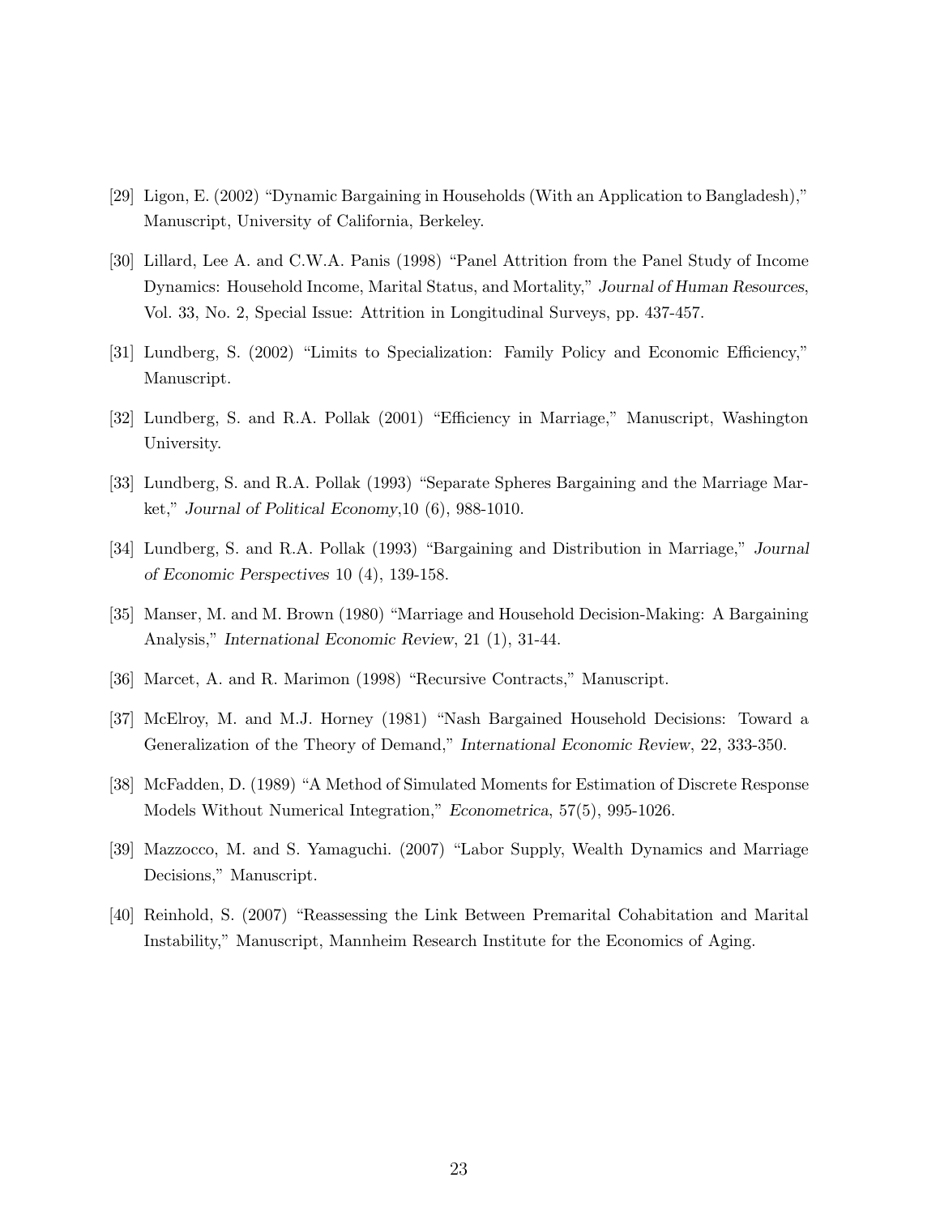[29] Ligon, E. (2002) "Dynamic Bargaining in Households (With an Application to Bangladesh)," Manuscript, University of California, Berkeley.

[30] Lillard, Lee A. and C.W.A. Panis (1998) "Panel Attrition from the Panel Study of Income Dynamics: Household Income, Marital Status, and Mortality," *Journal of Human Resources*, Vol. 33, No. 2, Special Issue: Attrition in Longitudinal Surveys, pp. 437-457.

[31] Lundberg, S. (2002) "Limits to Specialization: Family Policy and Economic Efficiency," Manuscript.

[32] Lundberg, S. and R.A. Pollak (2001) "Efficiency in Marriage," Manuscript, Washington University.

[33] Lundberg, S. and R.A. Pollak (1993) "Separate Spheres Bargaining and the Marriage Market," *Journal of Political Economy*,10 (6), 988-1010.

[34] Lundberg, S. and R.A. Pollak (1993) "Bargaining and Distribution in Marriage," *Journal of Economic Perspectives* 10 (4), 139-158.

[35] Manser, M. and M. Brown (1980) "Marriage and Household Decision-Making: A Bargaining Analysis," *International Economic Review*, 21 (1), 31-44.

[36] Marcet, A. and R. Marimon (1998) "Recursive Contracts," Manuscript.

[37] McElroy, M. and M.J. Horney (1981) "Nash Bargained Household Decisions: Toward a Generalization of the Theory of Demand," *International Economic Review*, 22, 333-350.

[38] McFadden, D. (1989) "A Method of Simulated Moments for Estimation of Discrete Response Models Without Numerical Integration," *Econometrica*, 57(5), 995-1026.

[39] Mazzocco, M. and S. Yamaguchi. (2007) "Labor Supply, Wealth Dynamics and Marriage Decisions," Manuscript.

[40] Reinhold, S. (2007) "Reassessing the Link Between Premarital Cohabitation and Marital Instability," Manuscript, Mannheim Research Institute for the Economics of Aging.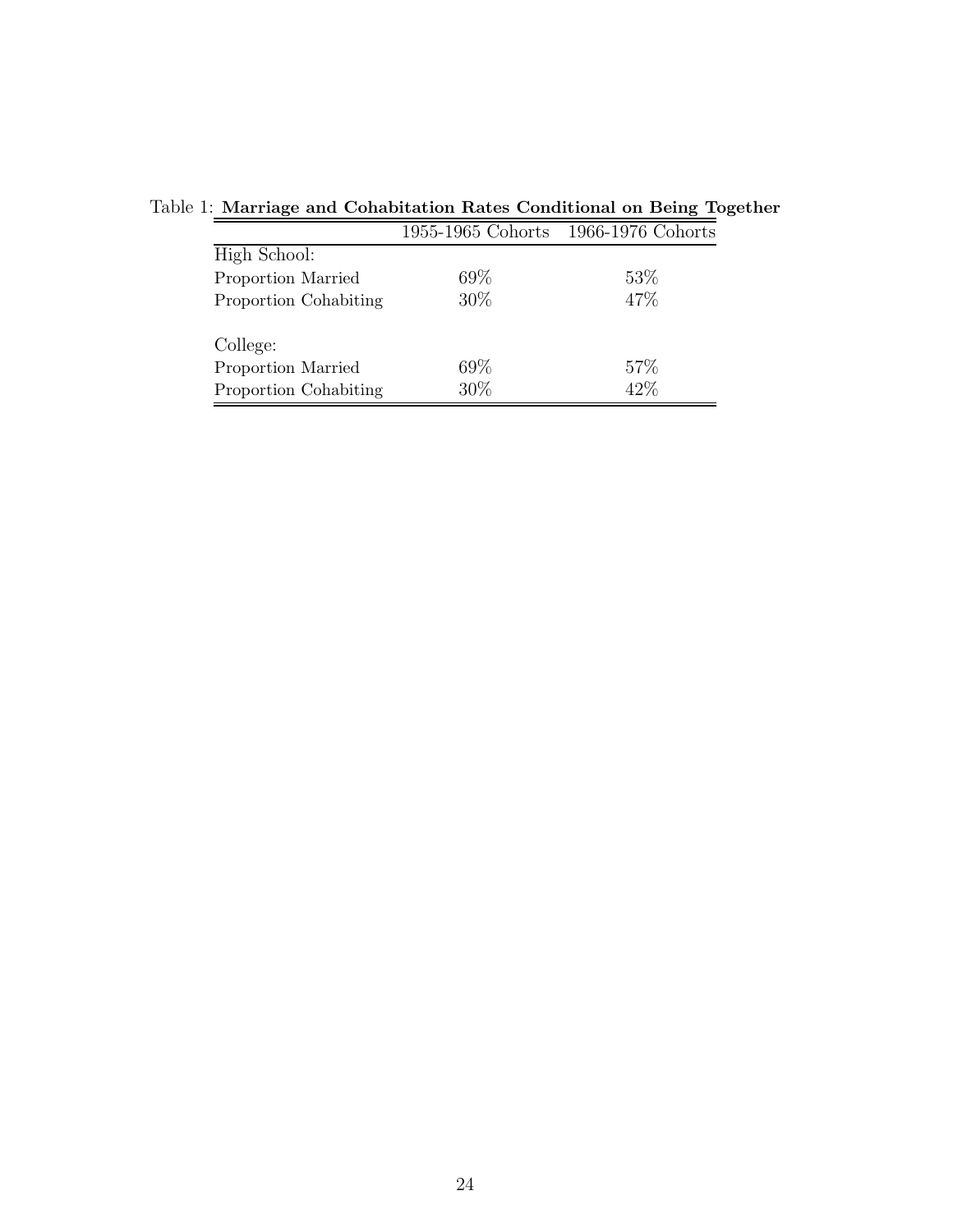Table 1: **Marriage and Cohabitation Rates Conditional on Being Together**

| | 1955-1965 Cohorts | 1966-1976 Cohorts |
|---|---|---|
| High School: | | |
| Proportion Married | 69% | 53% |
| Proportion Cohabiting | 30% | 47% |
| | | |
| College: | | |
| Proportion Married | 69% | 57% |
| Proportion Cohabiting | 30% | 42% |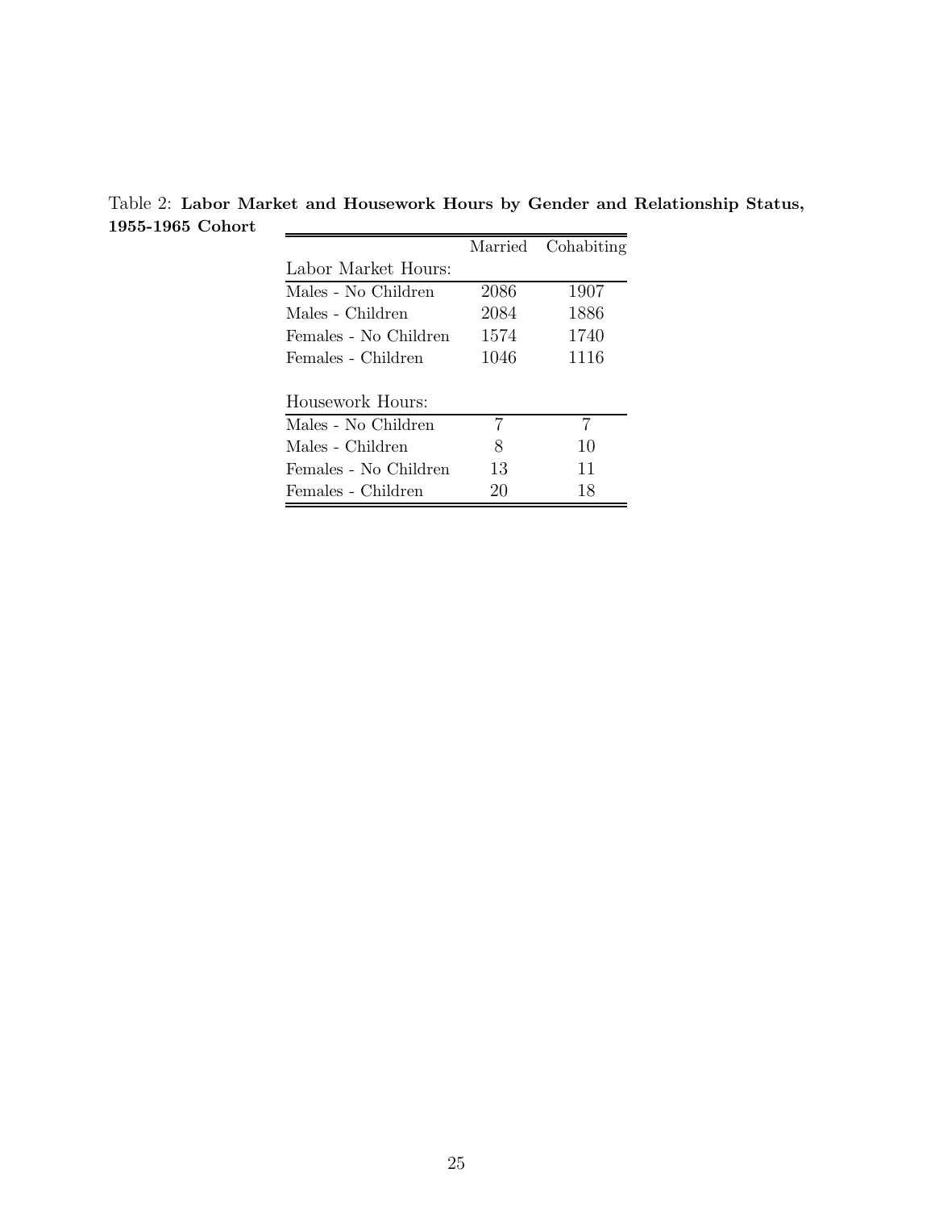Table 2: **Labor Market and Housework Hours by Gender and Relationship Status, 1955-1965 Cohort**

| | Married | Cohabiting |
|---|---|---|
| Labor Market Hours: | | |
| Males - No Children | 2086 | 1907 |
| Males - Children | 2084 | 1886 |
| Females - No Children | 1574 | 1740 |
| Females - Children | 1046 | 1116 |
| Housework Hours: | | |
| Males - No Children | 7 | 7 |
| Males - Children | 8 | 10 |
| Females - No Children | 13 | 11 |
| Females - Children | 20 | 18 |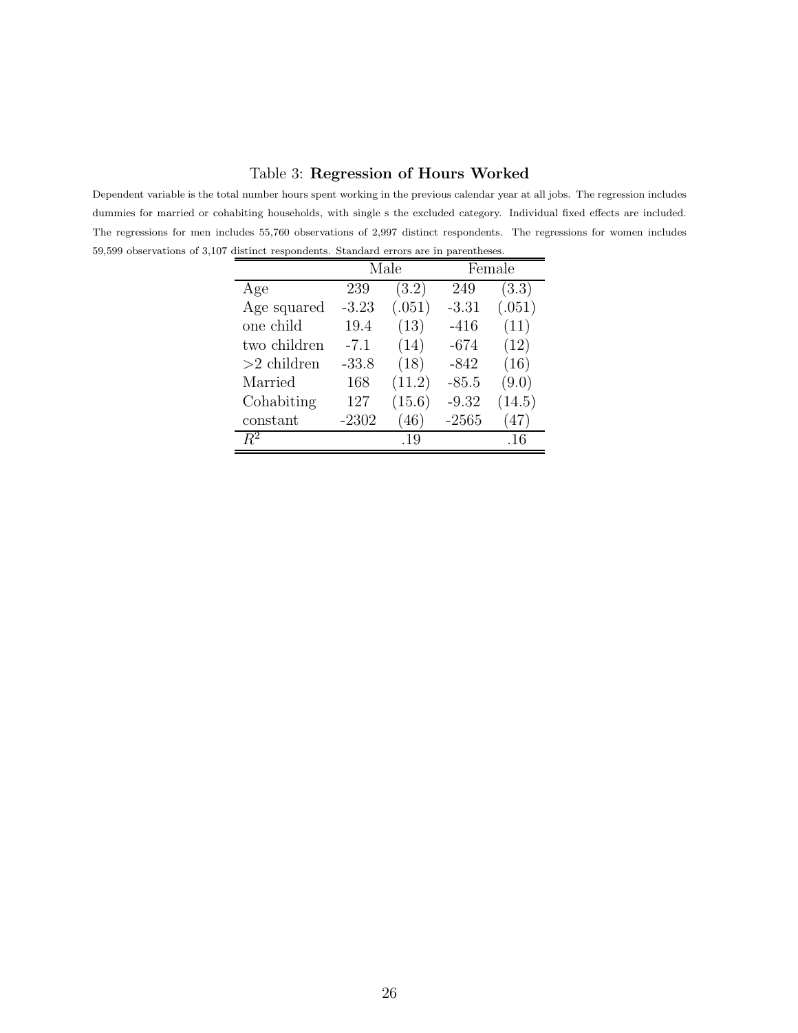Table 3: **Regression of Hours Worked**

Dependent variable is the total number hours spent working in the previous calendar year at all jobs. The regression includes dummies for married or cohabiting households, with single s the excluded category. Individual fixed effects are included. The regressions for men includes 55,760 observations of 2,997 distinct respondents. The regressions for women includes 59,599 observations of 3,107 distinct respondents. Standard errors are in parentheses.

| | Male | | Female | |
|---|---|---|---|---|
| Age | 239 | (3.2) | 249 | (3.3) |
| Age squared | -3.23 | (.051) | -3.31 | (.051) |
| one child | 19.4 | (13) | -416 | (11) |
| two children | -7.1 | (14) | -674 | (12) |
| >2 children | -33.8 | (18) | -842 | (16) |
| Married | 168 | (11.2) | -85.5 | (9.0) |
| Cohabiting | 127 | (15.6) | -9.32 | (14.5) |
| constant | -2302 | (46) | -2565 | (47) |
| $R^2$ | | .19 | | .16 |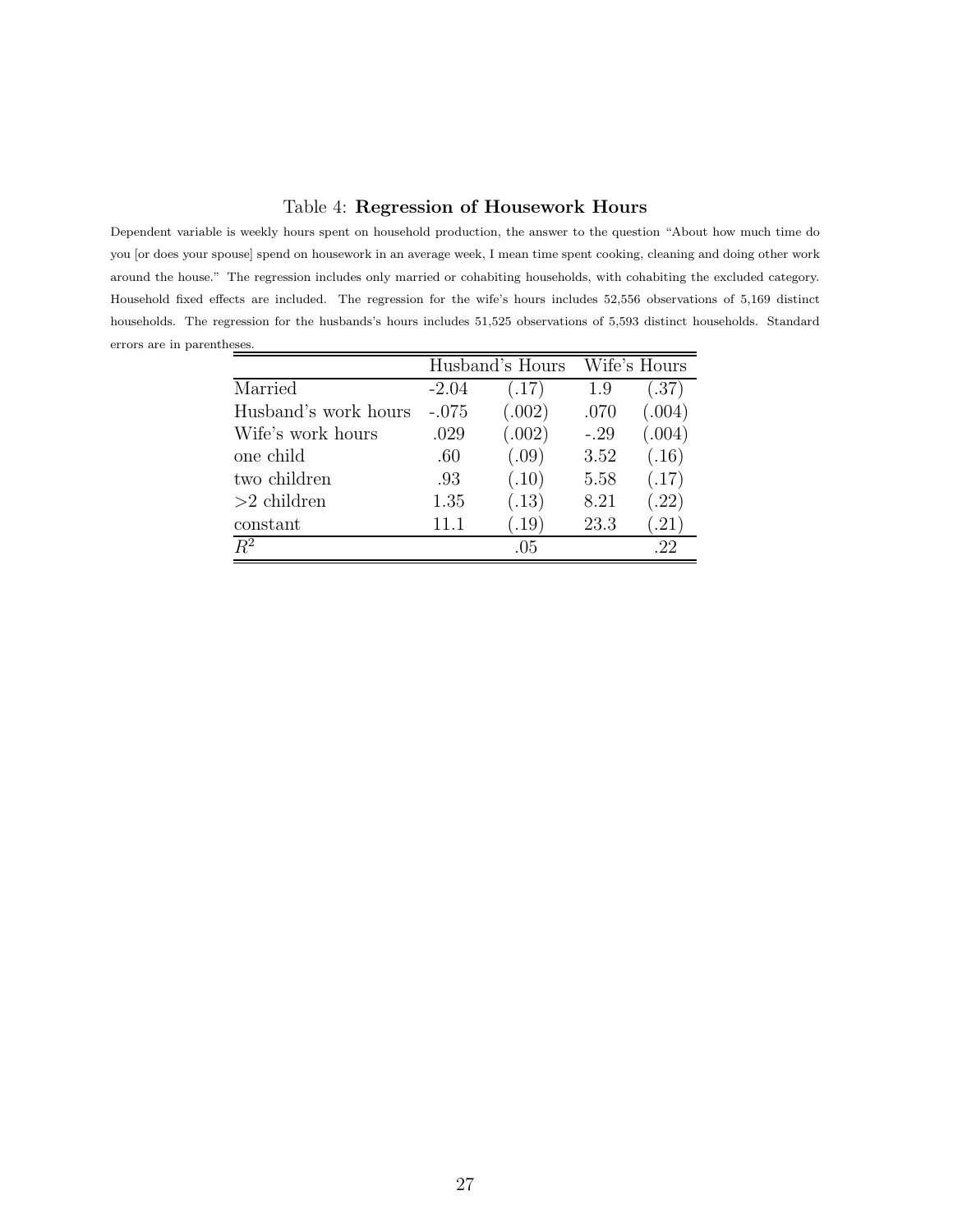Table 4: **Regression of Housework Hours**

Dependent variable is weekly hours spent on household production, the answer to the question "About how much time do you [or does your spouse] spend on housework in an average week, I mean time spent cooking, cleaning and doing other work around the house." The regression includes only married or cohabiting households, with cohabiting the excluded category. Household fixed effects are included. The regression for the wife's hours includes 52,556 observations of 5,169 distinct households. The regression for the husbands's hours includes 51,525 observations of 5,593 distinct households. Standard errors are in parentheses.

| | Husband's Hours | | Wife's Hours | |
|---|---|---|---|---|
| Married | -2.04 | (.17) | 1.9 | (.37) |
| Husband's work hours | -.075 | (.002) | .070 | (.004) |
| Wife's work hours | .029 | (.002) | -.29 | (.004) |
| one child | .60 | (.09) | 3.52 | (.16) |
| two children | .93 | (.10) | 5.58 | (.17) |
| >2 children | 1.35 | (.13) | 8.21 | (.22) |
| constant | 11.1 | (.19) | 23.3 | (.21) |
| $R^2$ | | .05 | | .22 |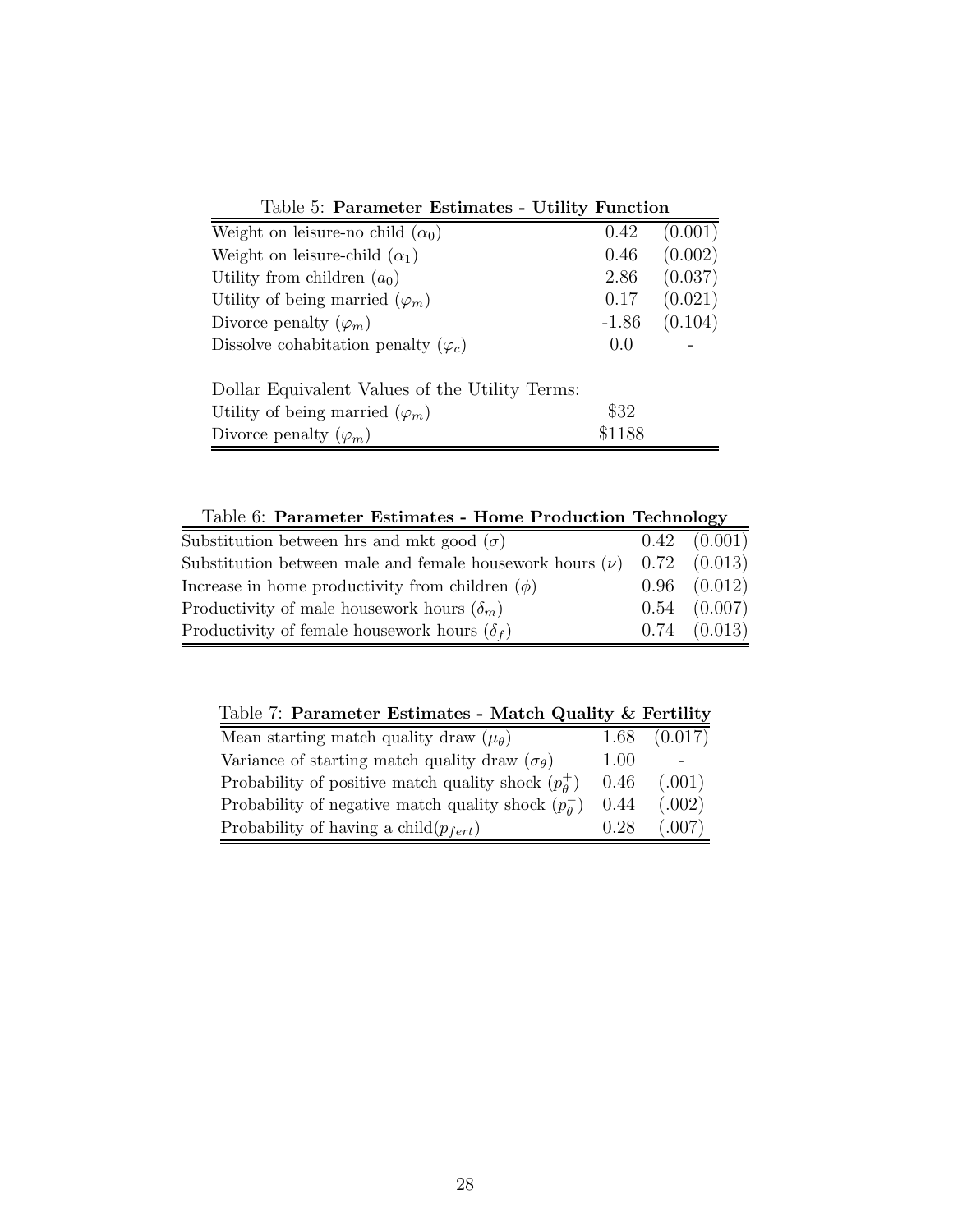Table 5: **Parameter Estimates - Utility Function**

| | | |
|---|---|---|
| Weight on leisure-no child ($\alpha_0$) | 0.42 | (0.001) |
| Weight on leisure-child ($\alpha_1$) | 0.46 | (0.002) |
| Utility from children ($a_0$) | 2.86 | (0.037) |
| Utility of being married ($\varphi_m$) | 0.17 | (0.021) |
| Divorce penalty ($\varphi_m$) | -1.86 | (0.104) |
| Dissolve cohabitation penalty ($\varphi_c$) | 0.0 | - |
| | | |
| Dollar Equivalent Values of the Utility Terms: | | |
| Utility of being married ($\varphi_m$) | \$32 | |
| Divorce penalty ($\varphi_m$) | \$1188 | |

Table 6: **Parameter Estimates - Home Production Technology**

| | | |
|---|---|---|
| Substitution between hrs and mkt good ($\sigma$) | 0.42 | (0.001) |
| Substitution between male and female housework hours ($\nu$) | 0.72 | (0.013) |
| Increase in home productivity from children ($\phi$) | 0.96 | (0.012) |
| Productivity of male housework hours ($\delta_m$) | 0.54 | (0.007) |
| Productivity of female housework hours ($\delta_f$) | 0.74 | (0.013) |

Table 7: **Parameter Estimates - Match Quality & Fertility**

| | | |
|---|---|---|
| Mean starting match quality draw ($\mu_\theta$) | 1.68 | (0.017) |
| Variance of starting match quality draw ($\sigma_\theta$) | 1.00 | - |
| Probability of positive match quality shock ($p_\theta^+$) | 0.46 | (.001) |
| Probability of negative match quality shock ($p_\theta^-$) | 0.44 | (.002) |
| Probability of having a child($p_{fert}$) | 0.28 | (.007) |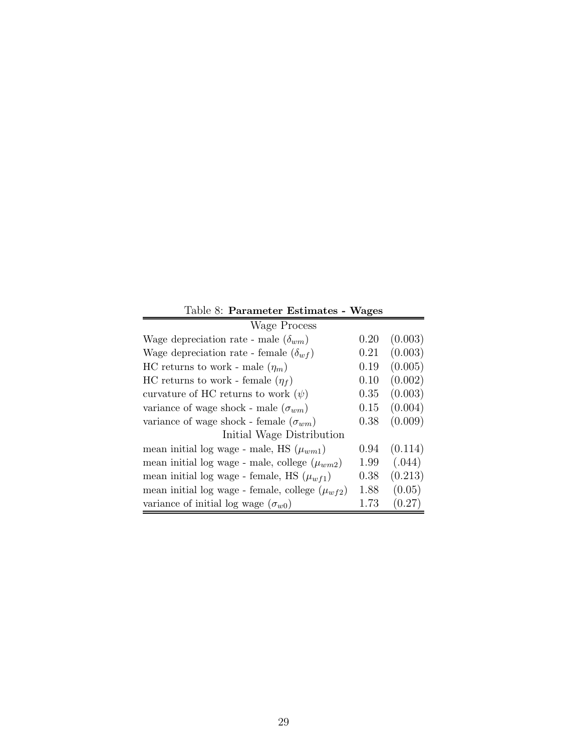Table 8: **Parameter Estimates - Wages**

| Wage Process | | |
|---|---|---|
| Wage depreciation rate - male ($\delta_{wm}$) | 0.20 | (0.003) |
| Wage depreciation rate - female ($\delta_{wf}$) | 0.21 | (0.003) |
| HC returns to work - male ($\eta_m$) | 0.19 | (0.005) |
| HC returns to work - female ($\eta_f$) | 0.10 | (0.002) |
| curvature of HC returns to work ($\psi$) | 0.35 | (0.003) |
| variance of wage shock - male ($\sigma_{wm}$) | 0.15 | (0.004) |
| variance of wage shock - female ($\sigma_{wm}$) | 0.38 | (0.009) |
| Initial Wage Distribution | | |
| mean initial log wage - male, HS ($\mu_{wm1}$) | 0.94 | (0.114) |
| mean initial log wage - male, college ($\mu_{wm2}$) | 1.99 | (.044) |
| mean initial log wage - female, HS ($\mu_{wf1}$) | 0.38 | (0.213) |
| mean initial log wage - female, college ($\mu_{wf2}$) | 1.88 | (0.05) |
| variance of initial log wage ($\sigma_{w0}$) | 1.73 | (0.27) |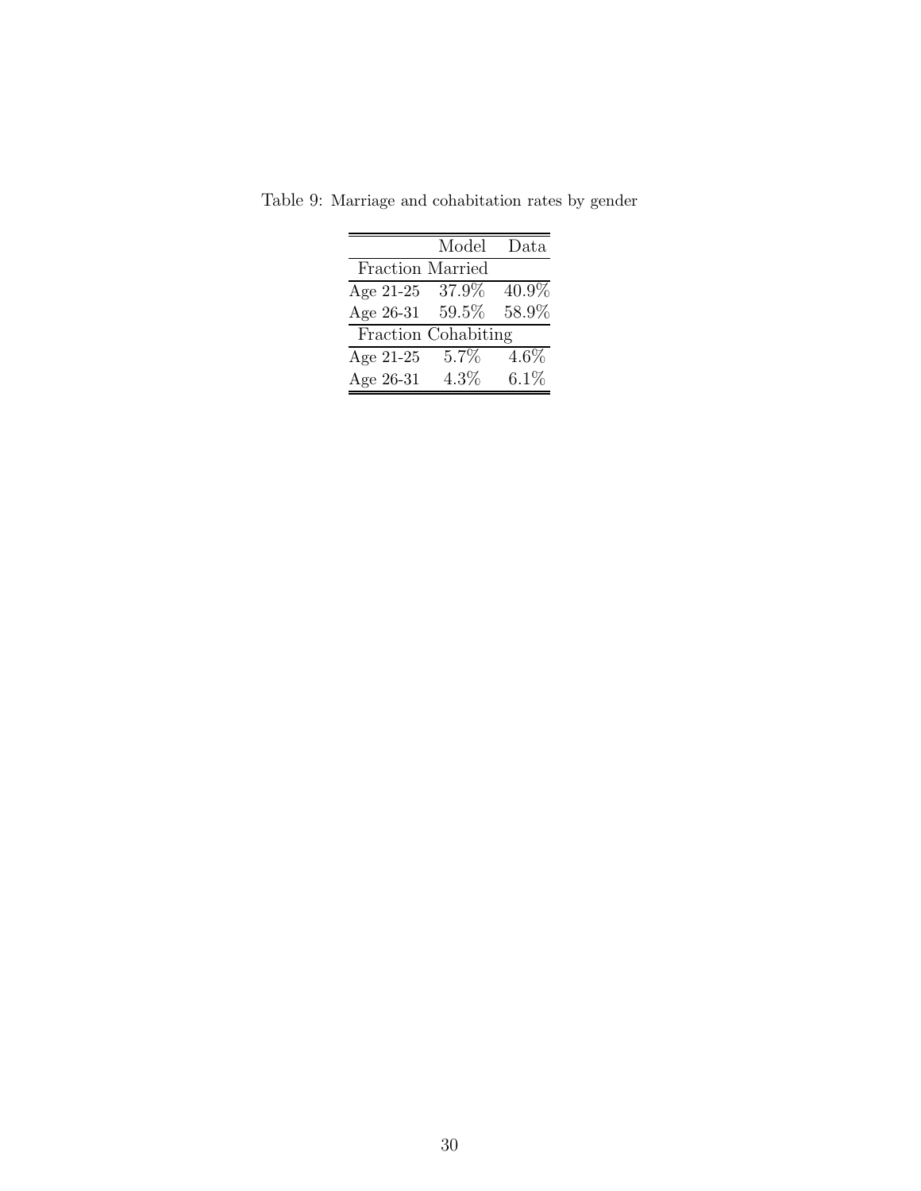Table 9: Marriage and cohabitation rates by gender

| | Model | Data |
|---|---|---|
| Fraction Married | | |
| Age 21-25 | 37.9% | 40.9% |
| Age 26-31 | 59.5% | 58.9% |
| Fraction Cohabiting | | |
| Age 21-25 | 5.7% | 4.6% |
| Age 26-31 | 4.3% | 6.1% |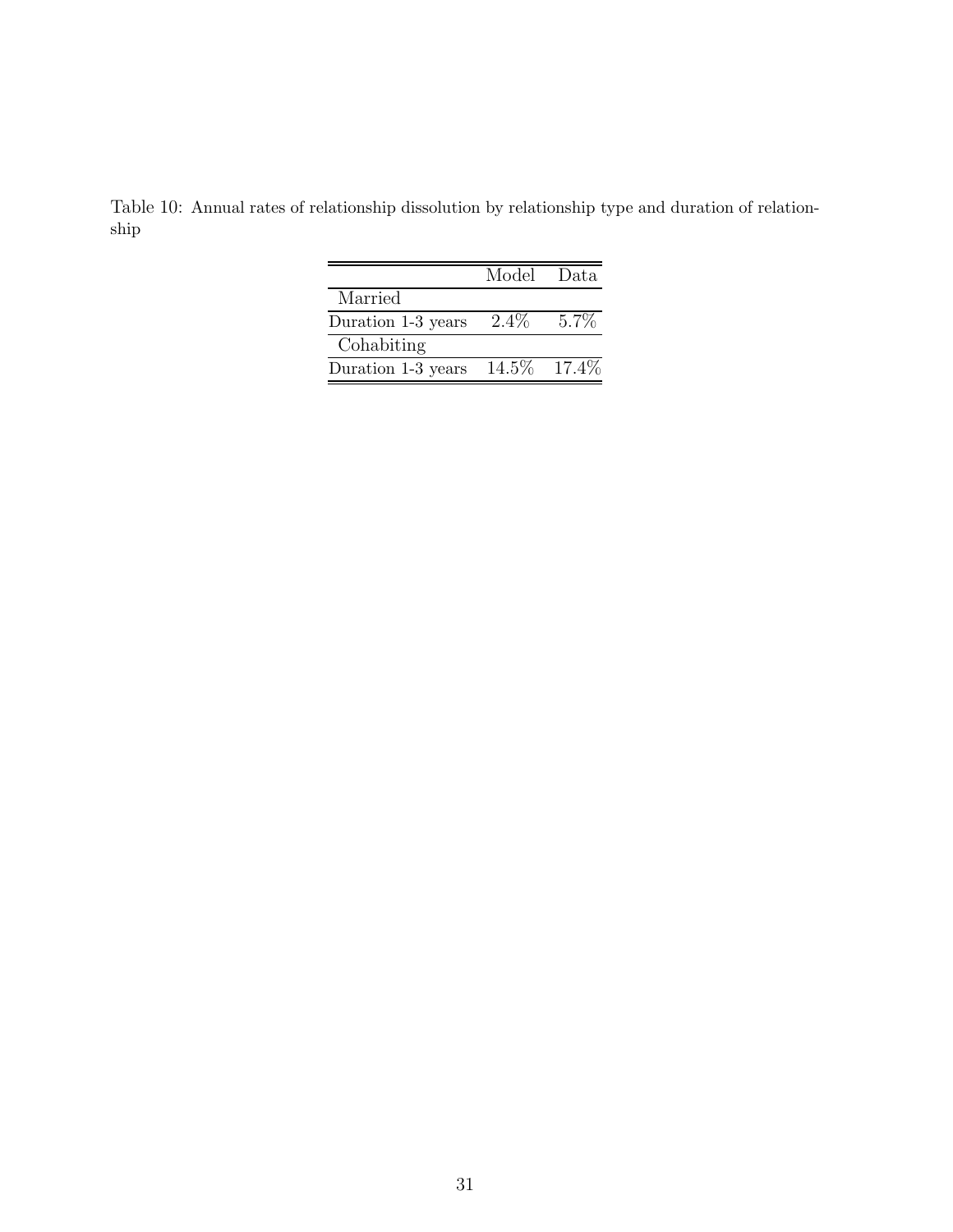Table 10: Annual rates of relationship dissolution by relationship type and duration of relationship

| | Model | Data |
|---|---|---|
| Married | | |
| Duration 1-3 years | 2.4% | 5.7% |
| Cohabiting | | |
| Duration 1-3 years | 14.5% | 17.4% |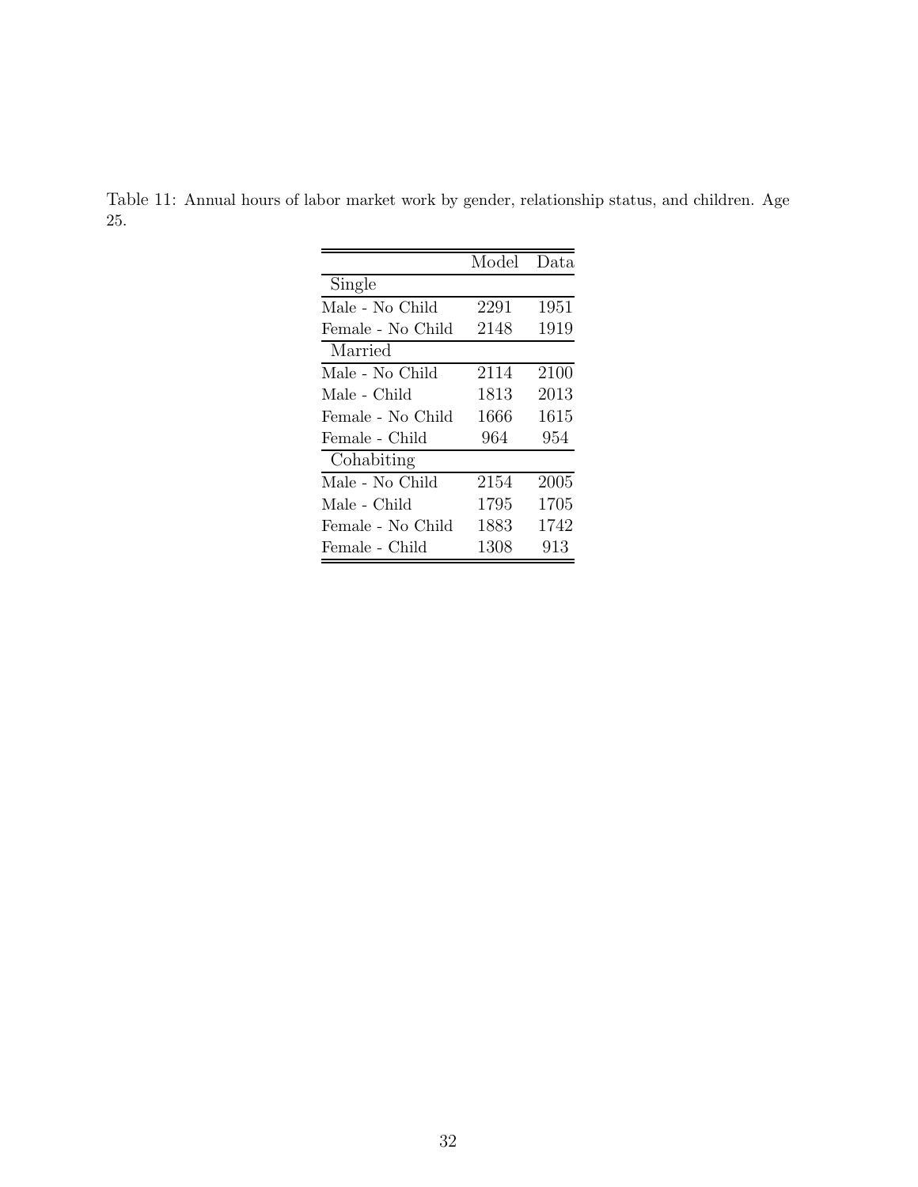Table 11: Annual hours of labor market work by gender, relationship status, and children. Age 25.

| | Model | Data |
|---|---|---|
| Single | | |
| Male - No Child | 2291 | 1951 |
| Female - No Child | 2148 | 1919 |
| Married | | |
| Male - No Child | 2114 | 2100 |
| Male - Child | 1813 | 2013 |
| Female - No Child | 1666 | 1615 |
| Female - Child | 964 | 954 |
| Cohabiting | | |
| Male - No Child | 2154 | 2005 |
| Male - Child | 1795 | 1705 |
| Female - No Child | 1883 | 1742 |
| Female - Child | 1308 | 913 |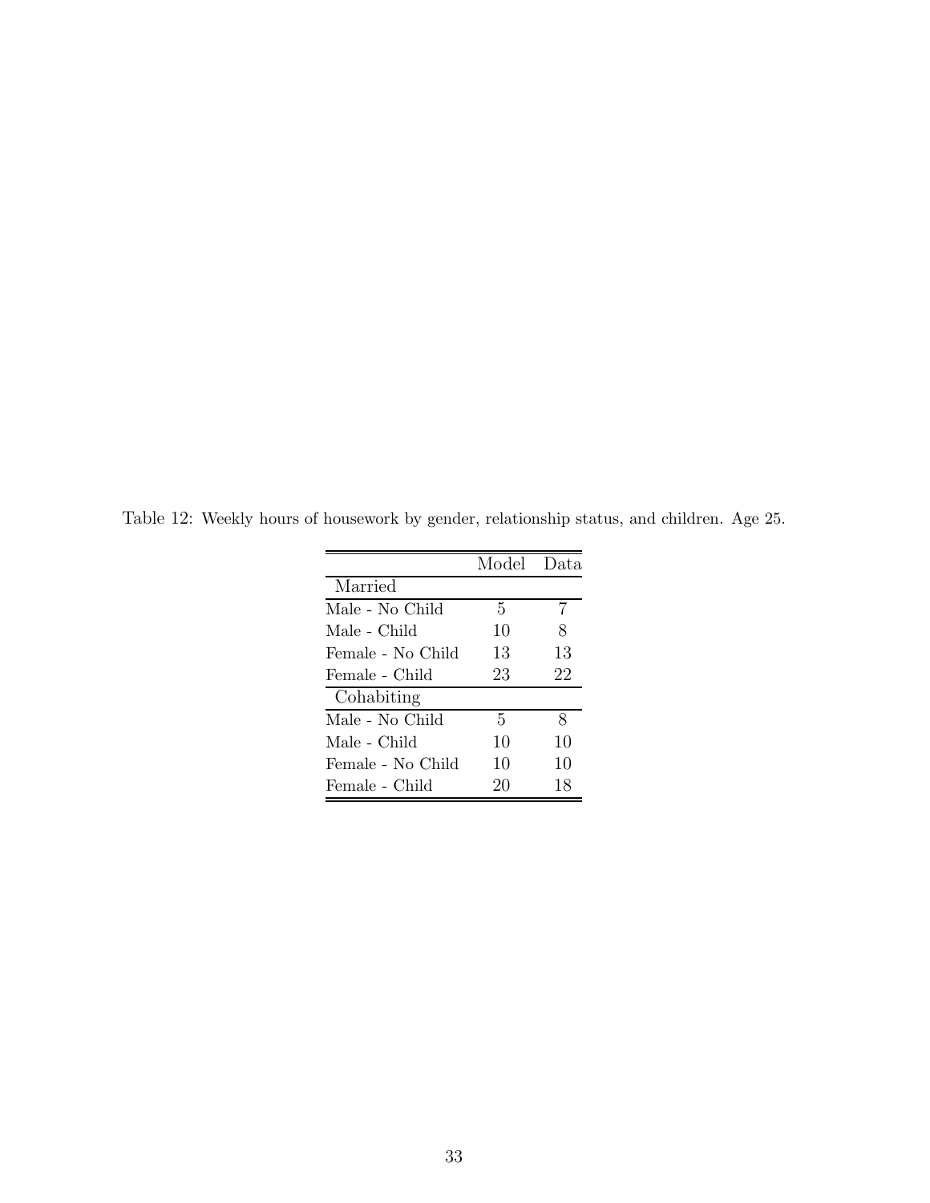Table 12: Weekly hours of housework by gender, relationship status, and children. Age 25.

| | Model | Data |
|---|---|---|
| Married | | |
| Male - No Child | 5 | 7 |
| Male - Child | 10 | 8 |
| Female - No Child | 13 | 13 |
| Female - Child | 23 | 22 |
| Cohabiting | | |
| Male - No Child | 5 | 8 |
| Male - Child | 10 | 10 |
| Female - No Child | 10 | 10 |
| Female - Child | 20 | 18 |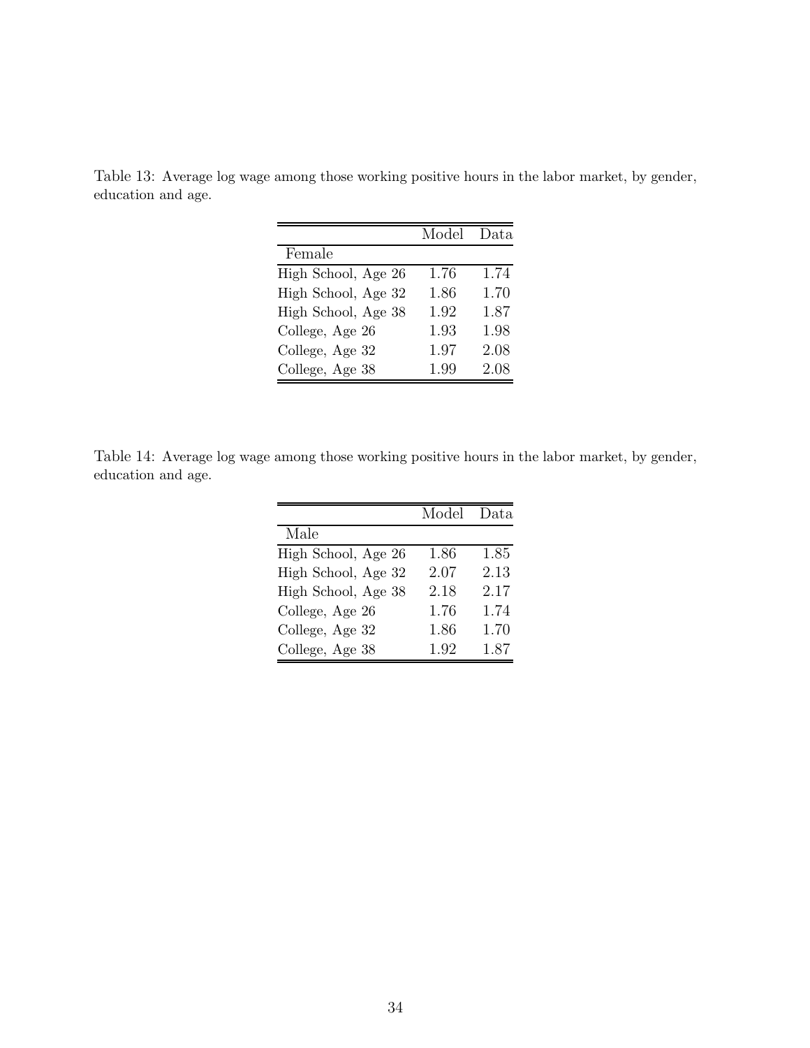Table 13: Average log wage among those working positive hours in the labor market, by gender, education and age.

| | Model | Data |
|---|---|---|
| Female | | |
| High School, Age 26 | 1.76 | 1.74 |
| High School, Age 32 | 1.86 | 1.70 |
| High School, Age 38 | 1.92 | 1.87 |
| College, Age 26 | 1.93 | 1.98 |
| College, Age 32 | 1.97 | 2.08 |
| College, Age 38 | 1.99 | 2.08 |

Table 14: Average log wage among those working positive hours in the labor market, by gender, education and age.

| | Model | Data |
|---|---|---|
| Male | | |
| High School, Age 26 | 1.86 | 1.85 |
| High School, Age 32 | 2.07 | 2.13 |
| High School, Age 38 | 2.18 | 2.17 |
| College, Age 26 | 1.76 | 1.74 |
| College, Age 32 | 1.86 | 1.70 |
| College, Age 38 | 1.92 | 1.87 |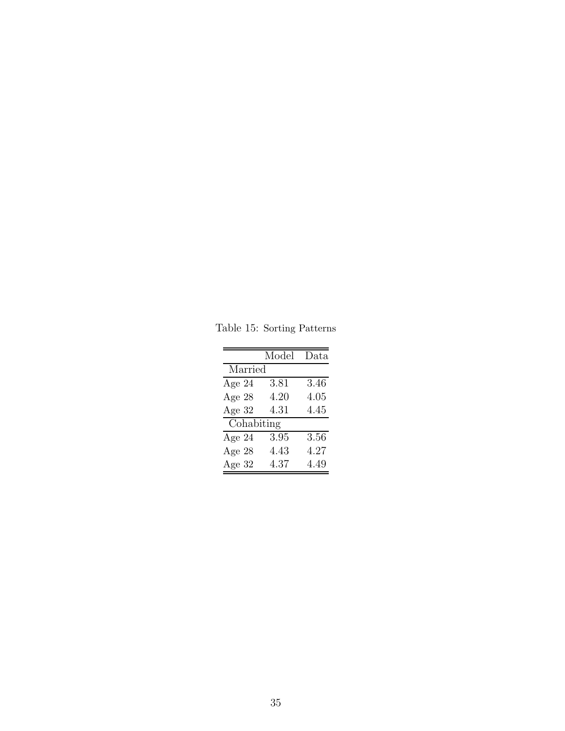Table 15: Sorting Patterns

| | Model | Data |
|---|---|---|
| Married | | |
| Age 24 | 3.81 | 3.46 |
| Age 28 | 4.20 | 4.05 |
| Age 32 | 4.31 | 4.45 |
| Cohabiting | | |
| Age 24 | 3.95 | 3.56 |
| Age 28 | 4.43 | 4.27 |
| Age 32 | 4.37 | 4.49 |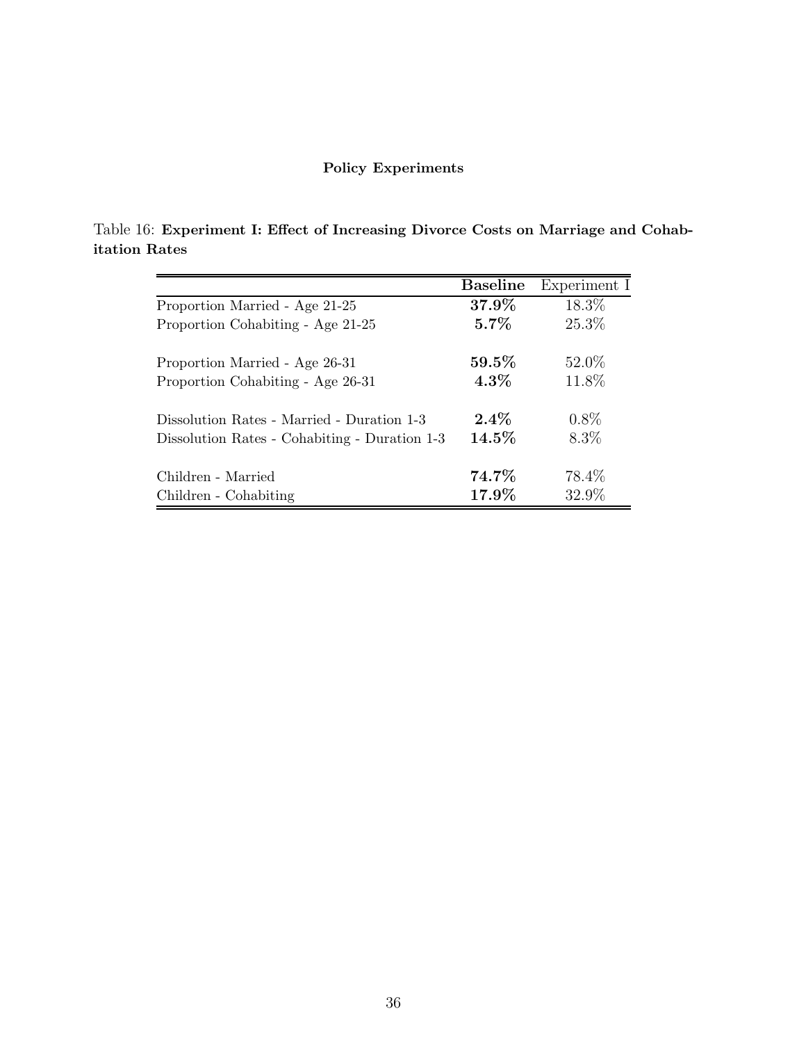## Policy Experiments

Table 16: **Experiment I: Effect of Increasing Divorce Costs on Marriage and Cohabitation Rates**

| | **Baseline** | Experiment I |
|---|---|---|
| Proportion Married - Age 21-25 | **37.9%** | 18.3% |
| Proportion Cohabiting - Age 21-25 | **5.7%** | 25.3% |
| Proportion Married - Age 26-31 | **59.5%** | 52.0% |
| Proportion Cohabiting - Age 26-31 | **4.3%** | 11.8% |
| Dissolution Rates - Married - Duration 1-3 | **2.4%** | 0.8% |
| Dissolution Rates - Cohabiting - Duration 1-3 | **14.5%** | 8.3% |
| Children - Married | **74.7%** | 78.4% |
| Children - Cohabiting | **17.9%** | 32.9% |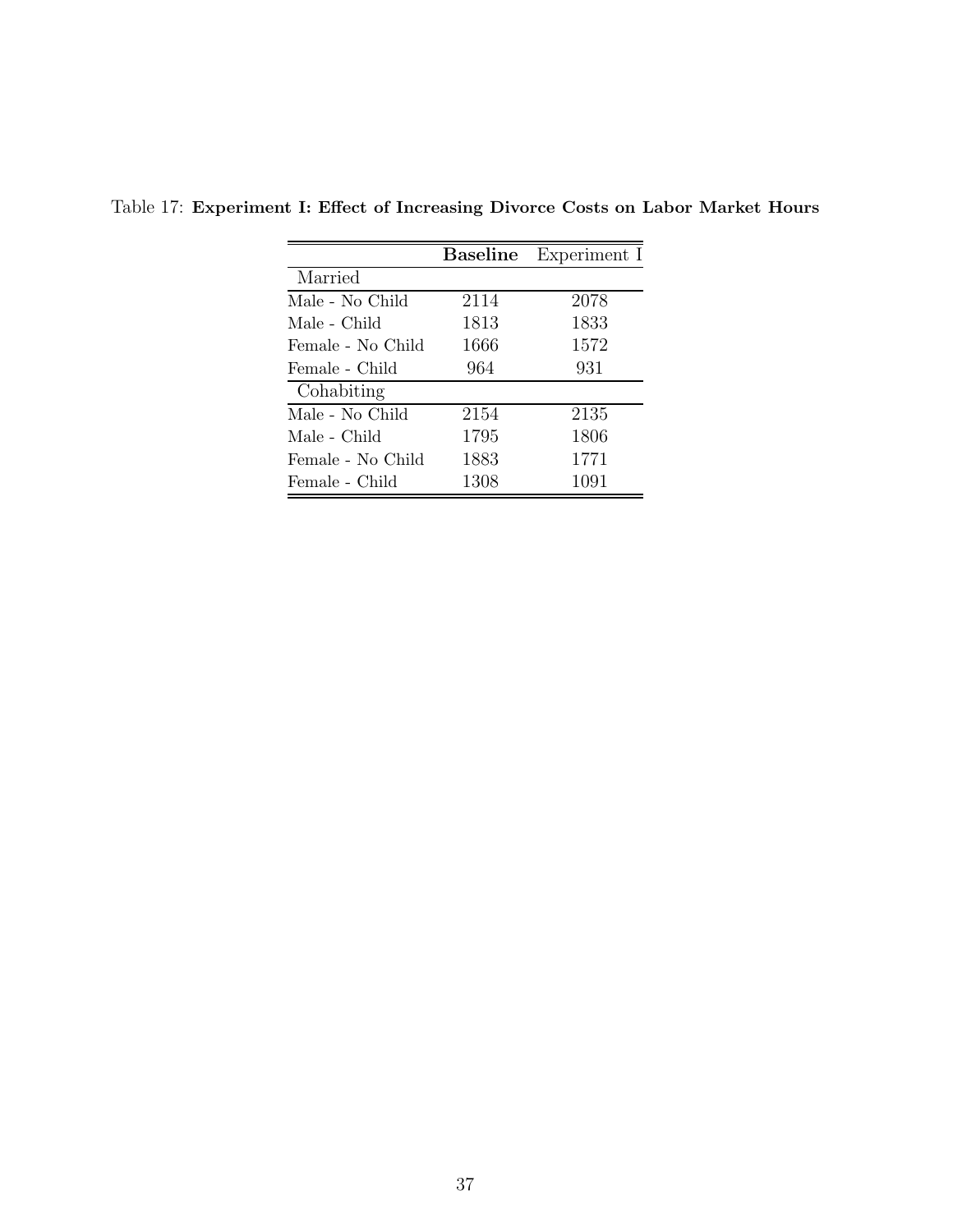Table 17: **Experiment I: Effect of Increasing Divorce Costs on Labor Market Hours**

| | **Baseline** | Experiment I |
|---|---|---|
| Married | | |
| Male - No Child | 2114 | 2078 |
| Male - Child | 1813 | 1833 |
| Female - No Child | 1666 | 1572 |
| Female - Child | 964 | 931 |
| Cohabiting | | |
| Male - No Child | 2154 | 2135 |
| Male - Child | 1795 | 1806 |
| Female - No Child | 1883 | 1771 |
| Female - Child | 1308 | 1091 |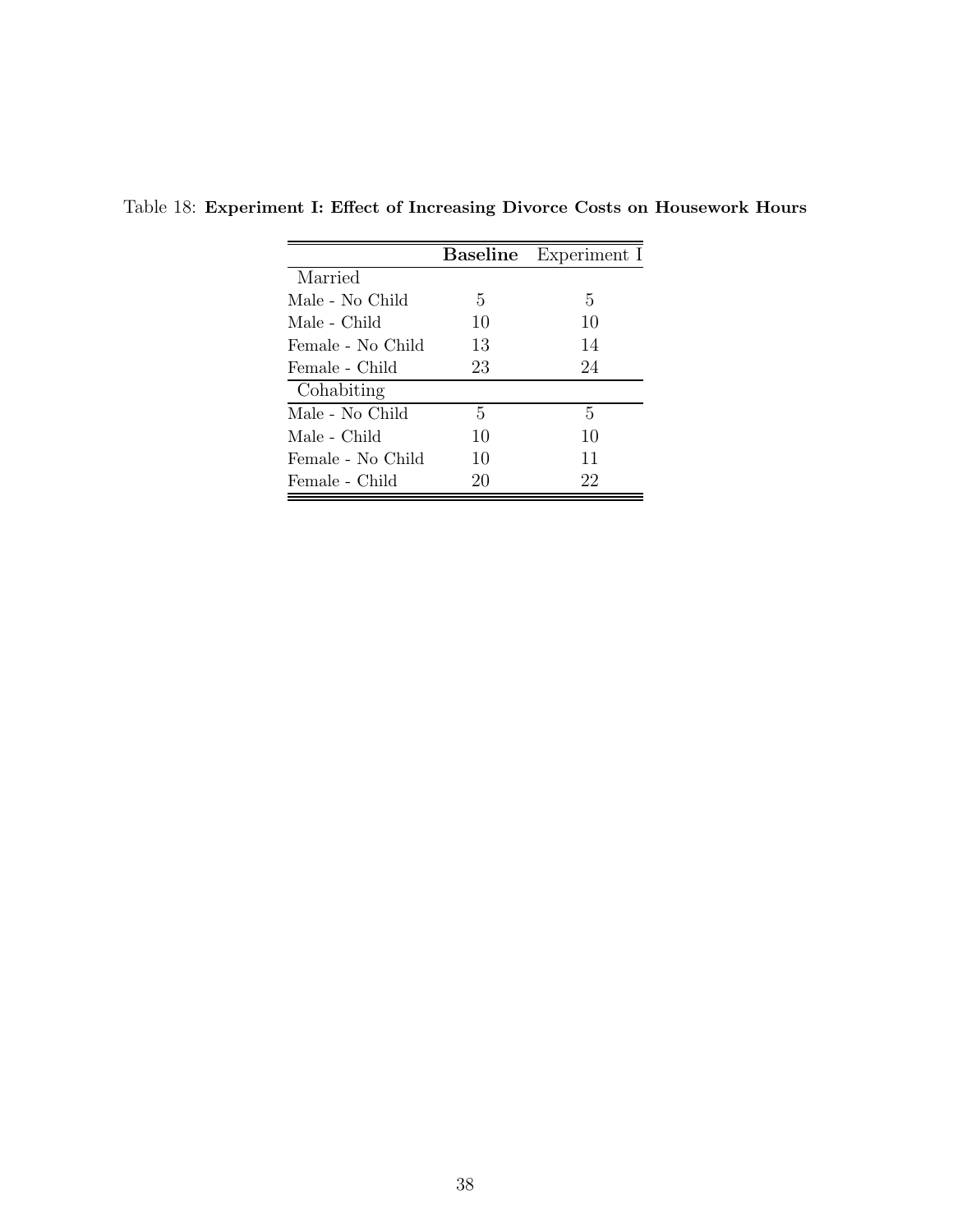Table 18: **Experiment I: Effect of Increasing Divorce Costs on Housework Hours**

| | **Baseline** | Experiment I |
|---|---|---|
| Married | | |
| Male - No Child | 5 | 5 |
| Male - Child | 10 | 10 |
| Female - No Child | 13 | 14 |
| Female - Child | 23 | 24 |
| Cohabiting | | |
| Male - No Child | 5 | 5 |
| Male - Child | 10 | 10 |
| Female - No Child | 10 | 11 |
| Female - Child | 20 | 22 |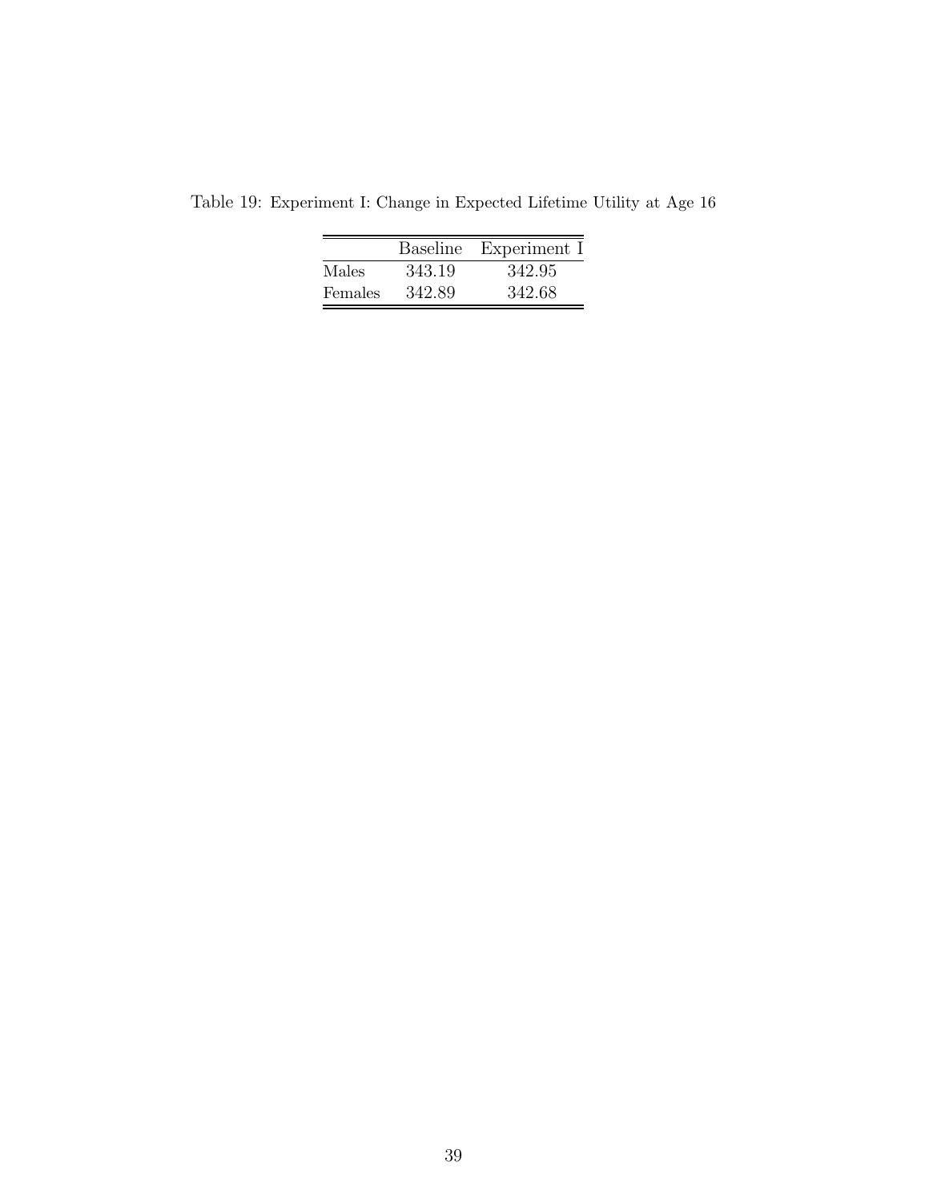Table 19: Experiment I: Change in Expected Lifetime Utility at Age 16

| | Baseline | Experiment I |
|---|---|---|
| Males | 343.19 | 342.95 |
| Females | 342.89 | 342.68 |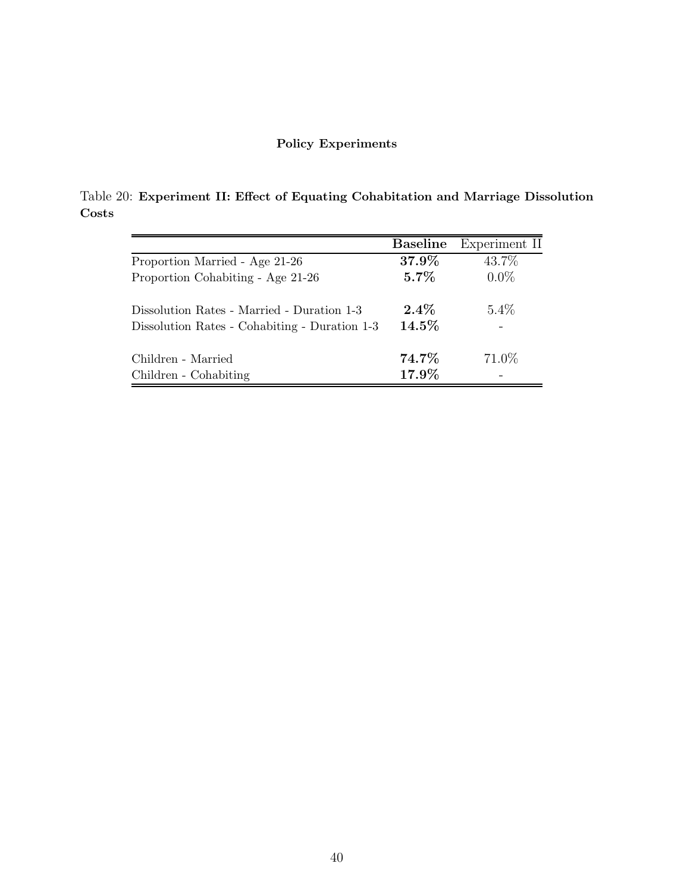**Policy Experiments**

Table 20: **Experiment II: Effect of Equating Cohabitation and Marriage Dissolution Costs**

| | **Baseline** | Experiment II |
|---|---|---|
| Proportion Married - Age 21-26 | **37.9%** | 43.7% |
| Proportion Cohabiting - Age 21-26 | **5.7%** | 0.0% |
| | | |
| Dissolution Rates - Married - Duration 1-3 | **2.4%** | 5.4% |
| Dissolution Rates - Cohabiting - Duration 1-3 | **14.5%** | - |
| | | |
| Children - Married | **74.7%** | 71.0% |
| Children - Cohabiting | **17.9%** | - |